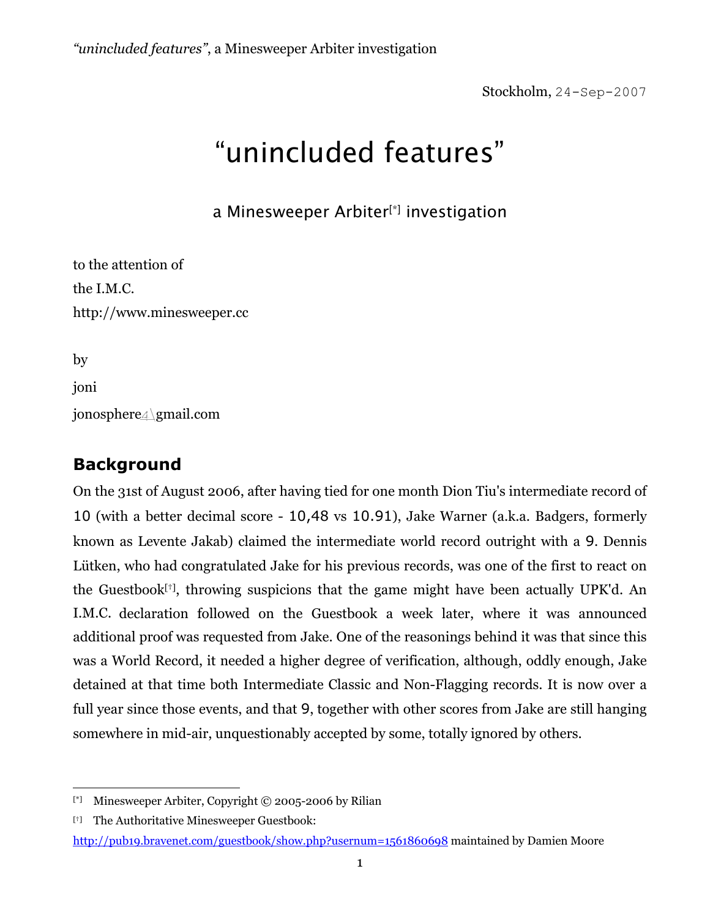Stockholm, 24-Sep-2007

# "unincluded features"

## a Minesweeper Arbiter[*] investigation

to the attention of

the I.M.C.

http://www.minesweeper.cc

by

joni

jonosphere4\gmail.com

## Background

On the 31st of August 2006, after having tied for one month Dion Tiu's intermediate record of 10 (with a better decimal score - 10,48 vs 10.91), Jake Warner (a.k.a. Badgers, formerly known as Levente Jakab) claimed the intermediate world record outright with a 9. Dennis Lütken, who had congratulated Jake for his previous records, was one of the first to react on the Guestbook[†], throwing suspicions that the game might have been actually UPK'd. An I.M.C. declaration followed on the Guestbook a week later, where it was announced additional proof was requested from Jake. One of the reasonings behind it was that since this was a World Record, it needed a higher degree of verification, although, oddly enough, Jake detained at that time both Intermediate Classic and Non-Flagging records. It is now over a full year since those events, and that 9, together with other scores from Jake are still hanging somewhere in mid-air, unquestionably accepted by some, totally ignored by others.

---

[*] Minesweeper Arbiter, Copyright © 2005-2006 by Rilian

[†] The Authoritative Minesweeper Guestbook: http://pub19.bravenet.com/guestbook/show.php?usernum=1561860698 maintained by Damien Moore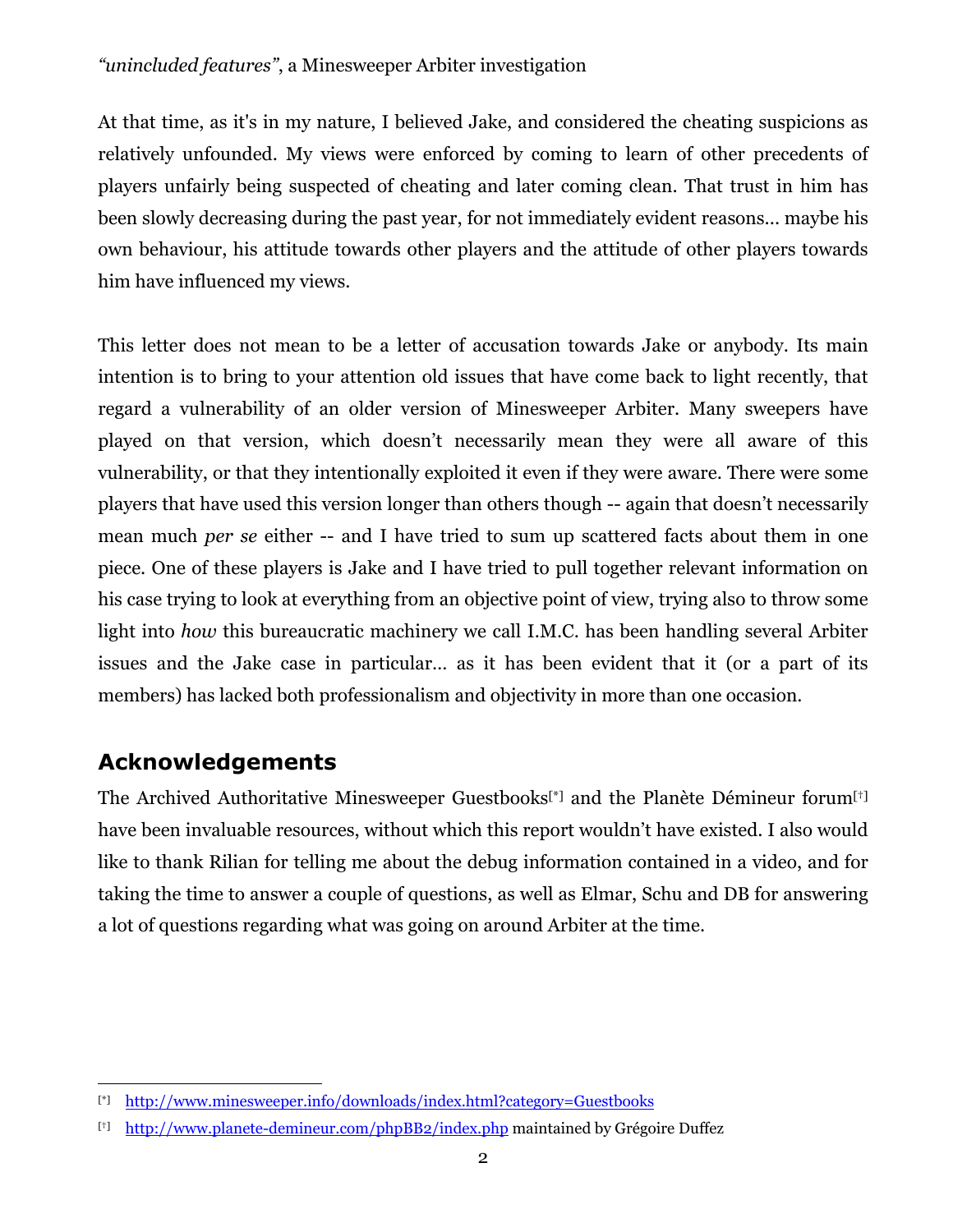At that time, as it's in my nature, I believed Jake, and considered the cheating suspicions as relatively unfounded. My views were enforced by coming to learn of other precedents of players unfairly being suspected of cheating and later coming clean. That trust in him has been slowly decreasing during the past year, for not immediately evident reasons… maybe his own behaviour, his attitude towards other players and the attitude of other players towards him have influenced my views.

This letter does not mean to be a letter of accusation towards Jake or anybody. Its main intention is to bring to your attention old issues that have come back to light recently, that regard a vulnerability of an older version of Minesweeper Arbiter. Many sweepers have played on that version, which doesn't necessarily mean they were all aware of this vulnerability, or that they intentionally exploited it even if they were aware. There were some players that have used this version longer than others though -- again that doesn't necessarily mean much *per se* either -- and I have tried to sum up scattered facts about them in one piece. One of these players is Jake and I have tried to pull together relevant information on his case trying to look at everything from an objective point of view, trying also to throw some light into *how* this bureaucratic machinery we call I.M.C. has been handling several Arbiter issues and the Jake case in particular… as it has been evident that it (or a part of its members) has lacked both professionalism and objectivity in more than one occasion.

## Acknowledgements

The Archived Authoritative Minesweeper Guestbooks[*] and the Planète Démineur forum[†] have been invaluable resources, without which this report wouldn't have existed. I also would like to thank Rilian for telling me about the debug information contained in a video, and for taking the time to answer a couple of questions, as well as Elmar, Schu and DB for answering a lot of questions regarding what was going on around Arbiter at the time.

---

[*] http://www.minesweeper.info/downloads/index.html?category=Guestbooks

[†] http://www.planete-demineur.com/phpBB2/index.php maintained by Grégoire Duffez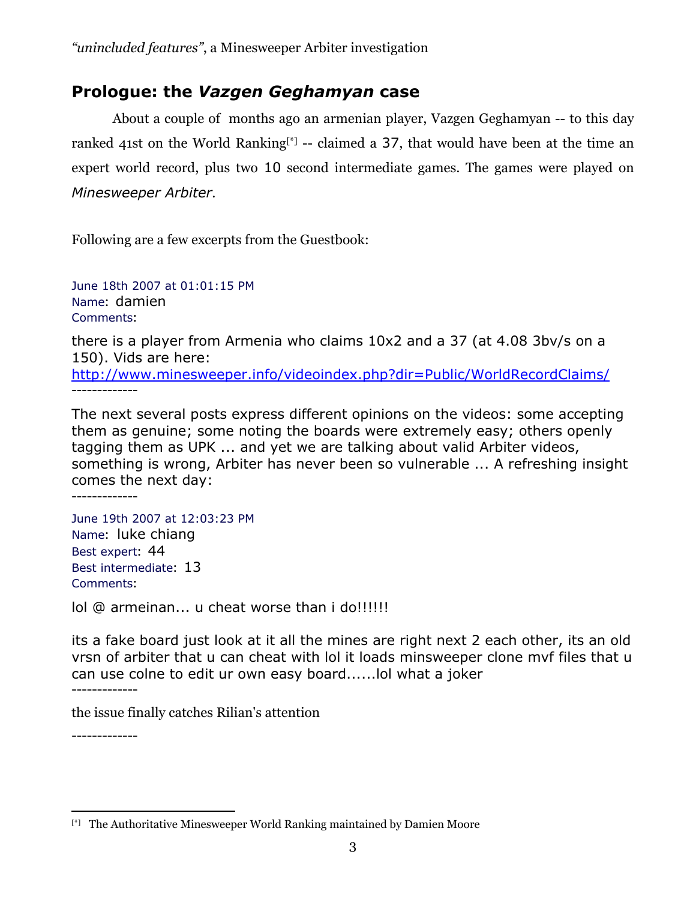## Prologue: the *Vazgen Geghamyan* case

About a couple of months ago an armenian player, Vazgen Geghamyan -- to this day ranked 41st on the World Ranking[*] -- claimed a 37, that would have been at the time an expert world record, plus two 10 second intermediate games. The games were played on *Minesweeper Arbiter*.

Following are a few excerpts from the Guestbook:

June 18th 2007 at 01:01:15 PM
Name: damien
Comments:

there is a player from Armenia who claims 10x2 and a 37 (at 4.08 3bv/s on a 150). Vids are here:
http://www.minesweeper.info/videoindex.php?dir=Public/WorldRecordClaims/

-------------

The next several posts express different opinions on the videos: some accepting them as genuine; some noting the boards were extremely easy; others openly tagging them as UPK ... and yet we are talking about valid Arbiter videos, something is wrong, Arbiter has never been so vulnerable ... A refreshing insight comes the next day:

-------------

June 19th 2007 at 12:03:23 PM
Name: luke chiang
Best expert: 44
Best intermediate: 13
Comments:

lol @ armeinan... u cheat worse than i do!!!!!!

its a fake board just look at it all the mines are right next 2 each other, its an old vrsn of arbiter that u can cheat with lol it loads minsweeper clone mvf files that u can use colne to edit ur own easy board......lol what a joker

-------------

the issue finally catches Rilian's attention

-------------

[*] The Authoritative Minesweeper World Ranking maintained by Damien Moore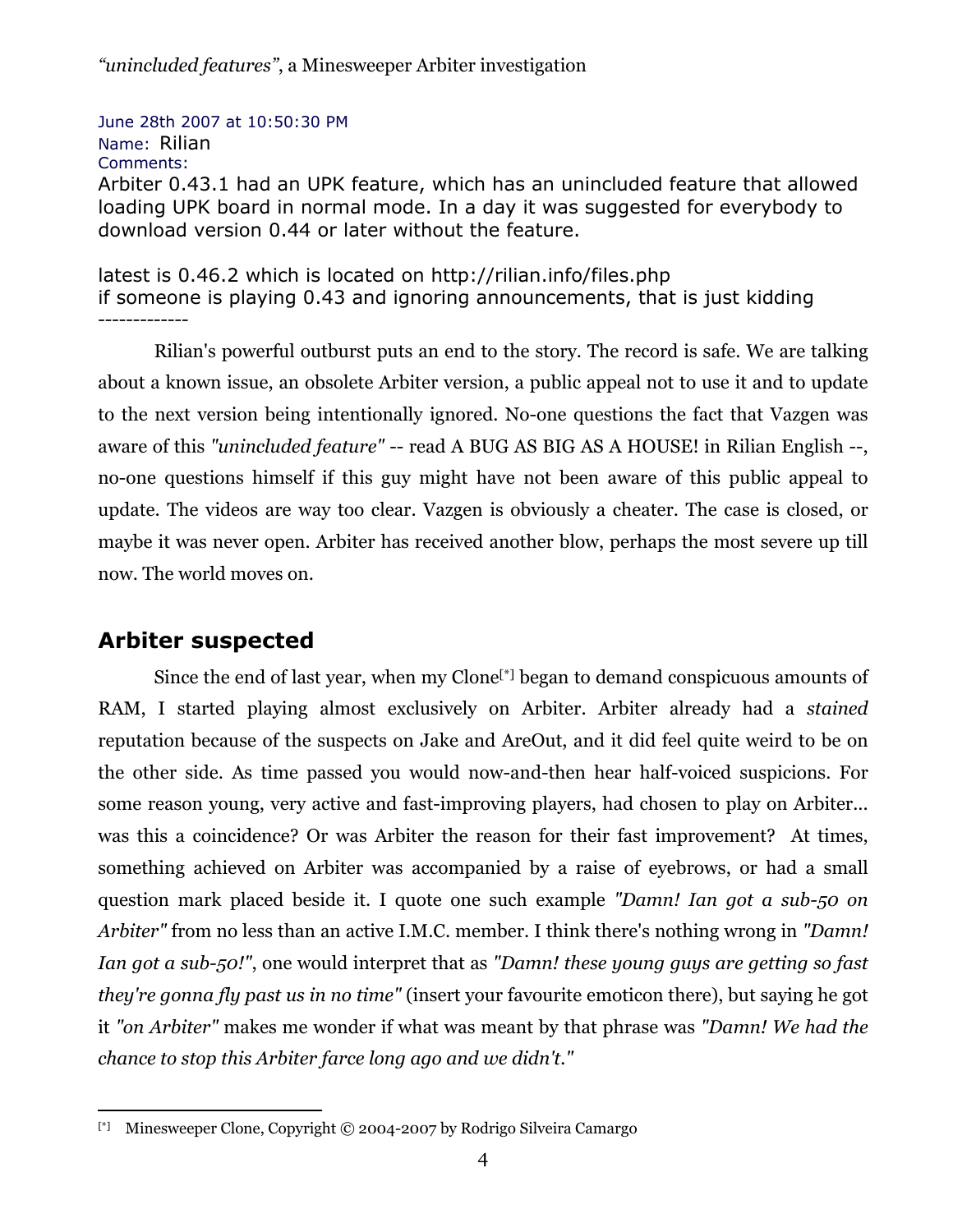June 28th 2007 at 10:50:30 PM
Name: Rilian
Comments:
Arbiter 0.43.1 had an UPK feature, which has an unincluded feature that allowed loading UPK board in normal mode. In a day it was suggested for everybody to download version 0.44 or later without the feature.

latest is 0.46.2 which is located on http://rilian.info/files.php
if someone is playing 0.43 and ignoring announcements, that is just kidding
-------------

Rilian's powerful outburst puts an end to the story. The record is safe. We are talking about a known issue, an obsolete Arbiter version, a public appeal not to use it and to update to the next version being intentionally ignored. No-one questions the fact that Vazgen was aware of this *"unincluded feature"* -- read A BUG AS BIG AS A HOUSE! in Rilian English --, no-one questions himself if this guy might have not been aware of this public appeal to update. The videos are way too clear. Vazgen is obviously a cheater. The case is closed, or maybe it was never open. Arbiter has received another blow, perhaps the most severe up till now. The world moves on.

## Arbiter suspected

Since the end of last year, when my Clone[*] began to demand conspicuous amounts of RAM, I started playing almost exclusively on Arbiter. Arbiter already had a *stained* reputation because of the suspects on Jake and AreOut, and it did feel quite weird to be on the other side. As time passed you would now-and-then hear half-voiced suspicions. For some reason young, very active and fast-improving players, had chosen to play on Arbiter... was this a coincidence? Or was Arbiter the reason for their fast improvement? At times, something achieved on Arbiter was accompanied by a raise of eyebrows, or had a small question mark placed beside it. I quote one such example *"Damn! Ian got a sub-50 on Arbiter"* from no less than an active I.M.C. member. I think there's nothing wrong in *"Damn! Ian got a sub-50!"*, one would interpret that as *"Damn! these young guys are getting so fast they're gonna fly past us in no time"* (insert your favourite emoticon there), but saying he got it *"on Arbiter"* makes me wonder if what was meant by that phrase was *"Damn! We had the chance to stop this Arbiter farce long ago and we didn't."*

[*] Minesweeper Clone, Copyright © 2004-2007 by Rodrigo Silveira Camargo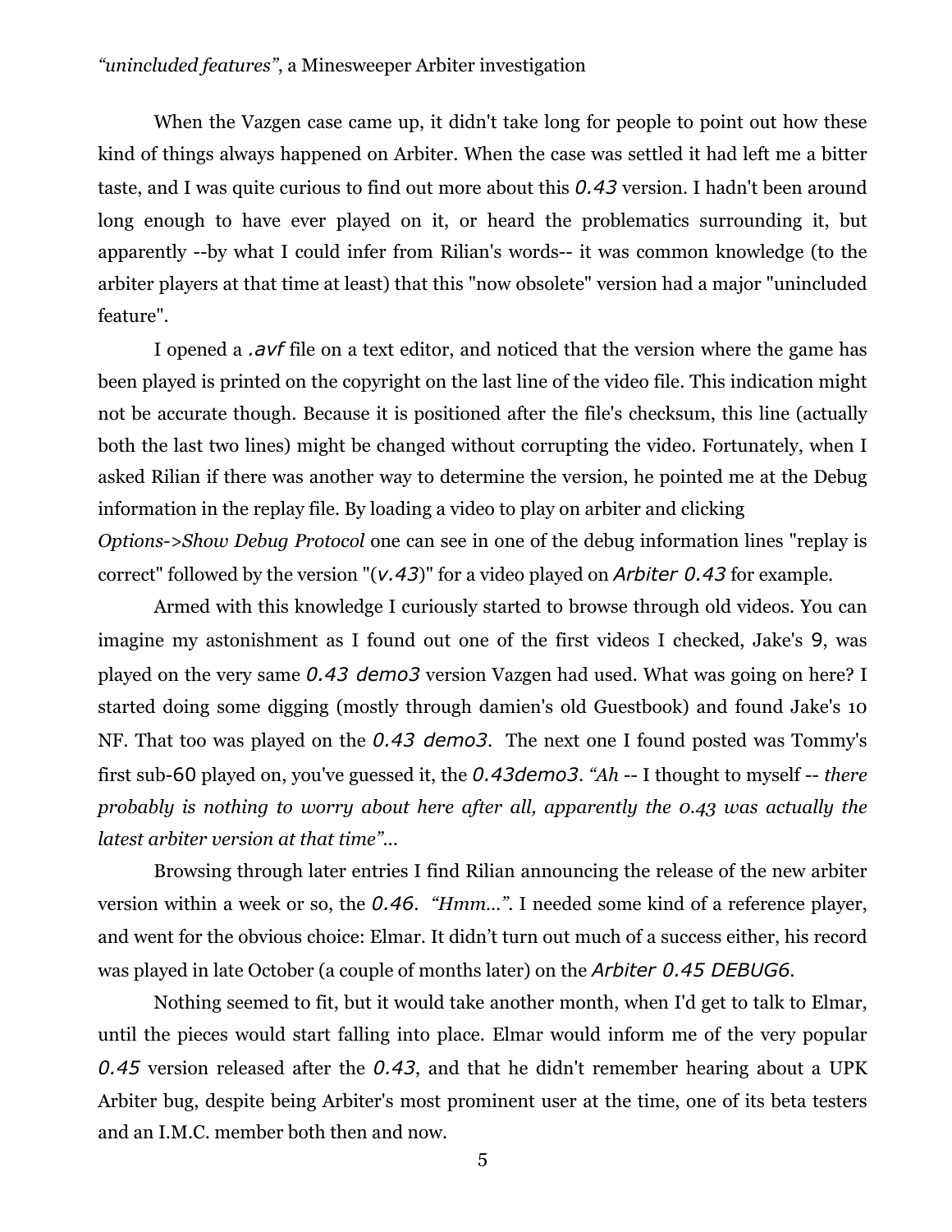When the Vazgen case came up, it didn't take long for people to point out how these kind of things always happened on Arbiter. When the case was settled it had left me a bitter taste, and I was quite curious to find out more about this *0.43* version. I hadn't been around long enough to have ever played on it, or heard the problematics surrounding it, but apparently --by what I could infer from Rilian's words-- it was common knowledge (to the arbiter players at that time at least) that this "now obsolete" version had a major "unincluded feature".

I opened a *.avf* file on a text editor, and noticed that the version where the game has been played is printed on the copyright on the last line of the video file. This indication might not be accurate though. Because it is positioned after the file's checksum, this line (actually both the last two lines) might be changed without corrupting the video. Fortunately, when I asked Rilian if there was another way to determine the version, he pointed me at the Debug information in the replay file. By loading a video to play on arbiter and clicking *Options->Show Debug Protocol* one can see in one of the debug information lines "replay is correct" followed by the version "(*v.43*)" for a video played on *Arbiter 0.43* for example.

Armed with this knowledge I curiously started to browse through old videos. You can imagine my astonishment as I found out one of the first videos I checked, Jake's 9, was played on the very same *0.43 demo3* version Vazgen had used. What was going on here? I started doing some digging (mostly through damien's old Guestbook) and found Jake's 10 NF. That too was played on the *0.43 demo3*. The next one I found posted was Tommy's first sub-60 played on, you've guessed it, the *0.43demo3*. *"Ah -- I thought to myself -- there probably is nothing to worry about here after all, apparently the 0.43 was actually the latest arbiter version at that time"...*

Browsing through later entries I find Rilian announcing the release of the new arbiter version within a week or so, the *0.46*. *"Hmm..."*. I needed some kind of a reference player, and went for the obvious choice: Elmar. It didn't turn out much of a success either, his record was played in late October (a couple of months later) on the *Arbiter 0.45 DEBUG6*.

Nothing seemed to fit, but it would take another month, when I'd get to talk to Elmar, until the pieces would start falling into place. Elmar would inform me of the very popular *0.45* version released after the *0.43*, and that he didn't remember hearing about a UPK Arbiter bug, despite being Arbiter's most prominent user at the time, one of its beta testers and an I.M.C. member both then and now.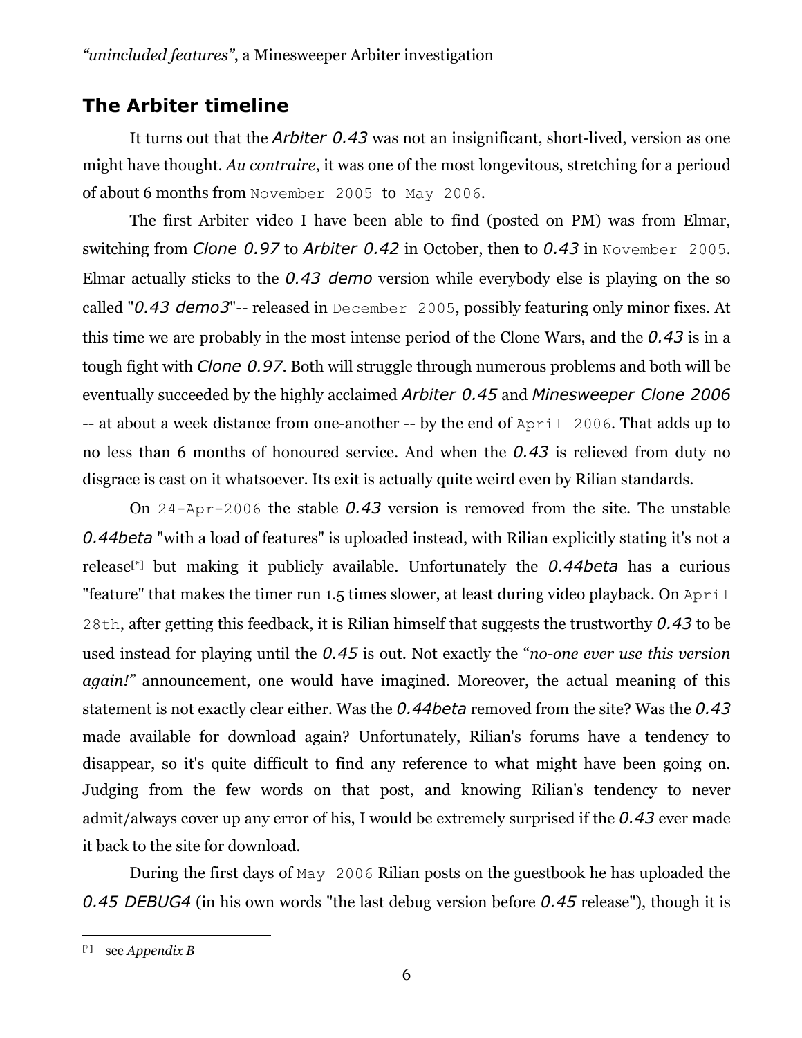## The Arbiter timeline

It turns out that the *Arbiter 0.43* was not an insignificant, short-lived, version as one might have thought. *Au contraire*, it was one of the most longevitous, stretching for a perioud of about 6 months from November 2005 to May 2006.

The first Arbiter video I have been able to find (posted on PM) was from Elmar, switching from *Clone 0.97* to *Arbiter 0.42* in October, then to *0.43* in November 2005. Elmar actually sticks to the *0.43 demo* version while everybody else is playing on the so called "*0.43 demo3*"-- released in December 2005, possibly featuring only minor fixes. At this time we are probably in the most intense period of the Clone Wars, and the *0.43* is in a tough fight with *Clone 0.97*. Both will struggle through numerous problems and both will be eventually succeeded by the highly acclaimed *Arbiter 0.45* and *Minesweeper Clone 2006* -- at about a week distance from one-another -- by the end of April 2006. That adds up to no less than 6 months of honoured service. And when the *0.43* is relieved from duty no disgrace is cast on it whatsoever. Its exit is actually quite weird even by Rilian standards.

On 24-Apr-2006 the stable *0.43* version is removed from the site. The unstable *0.44beta* "with a load of features" is uploaded instead, with Rilian explicitly stating it's not a release[*] but making it publicly available. Unfortunately the *0.44beta* has a curious "feature" that makes the timer run 1.5 times slower, at least during video playback. On April 28th, after getting this feedback, it is Rilian himself that suggests the trustworthy *0.43* to be used instead for playing until the *0.45* is out. Not exactly the "*no-one ever use this version again!*" announcement, one would have imagined. Moreover, the actual meaning of this statement is not exactly clear either. Was the *0.44beta* removed from the site? Was the *0.43* made available for download again? Unfortunately, Rilian's forums have a tendency to disappear, so it's quite difficult to find any reference to what might have been going on. Judging from the few words on that post, and knowing Rilian's tendency to never admit/always cover up any error of his, I would be extremely surprised if the *0.43* ever made it back to the site for download.

During the first days of May 2006 Rilian posts on the guestbook he has uploaded the *0.45 DEBUG4* (in his own words "the last debug version before *0.45* release"), though it is

---

[*] see *Appendix B*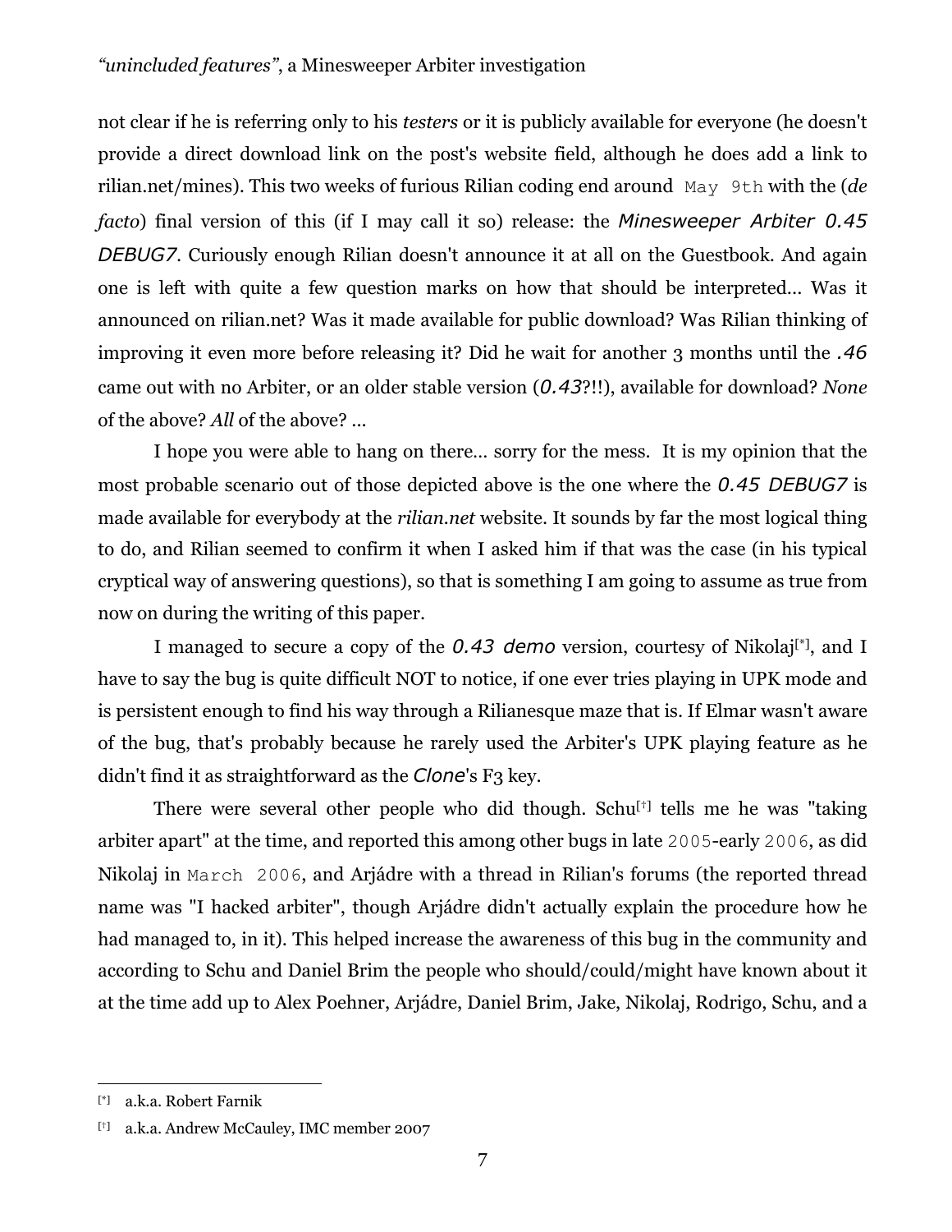not clear if he is referring only to his *testers* or it is publicly available for everyone (he doesn't provide a direct download link on the post's website field, although he does add a link to rilian.net/mines). This two weeks of furious Rilian coding end around `May 9th` with the (*de facto*) final version of this (if I may call it so) release: the *Minesweeper Arbiter 0.45 DEBUG7*. Curiously enough Rilian doesn't announce it at all on the Guestbook. And again one is left with quite a few question marks on how that should be interpreted… Was it announced on rilian.net? Was it made available for public download? Was Rilian thinking of improving it even more before releasing it? Did he wait for another 3 months until the *.46* came out with no Arbiter, or an older stable version (*0.43*?!!), available for download? *None* of the above? *All* of the above? …

I hope you were able to hang on there… sorry for the mess. It is my opinion that the most probable scenario out of those depicted above is the one where the *0.45 DEBUG7* is made available for everybody at the *rilian.net* website. It sounds by far the most logical thing to do, and Rilian seemed to confirm it when I asked him if that was the case (in his typical cryptical way of answering questions), so that is something I am going to assume as true from now on during the writing of this paper.

I managed to secure a copy of the *0.43 demo* version, courtesy of Nikolaj[*], and I have to say the bug is quite difficult NOT to notice, if one ever tries playing in UPK mode and is persistent enough to find his way through a Rilianesque maze that is. If Elmar wasn't aware of the bug, that's probably because he rarely used the Arbiter's UPK playing feature as he didn't find it as straightforward as the *Clone*'s F3 key.

There were several other people who did though. Schu[†] tells me he was "taking arbiter apart" at the time, and reported this among other bugs in late `2005`-early `2006`, as did Nikolaj in `March 2006`, and Arjádre with a thread in Rilian's forums (the reported thread name was "I hacked arbiter", though Arjádre didn't actually explain the procedure how he had managed to, in it). This helped increase the awareness of this bug in the community and according to Schu and Daniel Brim the people who should/could/might have known about it at the time add up to Alex Poehner, Arjádre, Daniel Brim, Jake, Nikolaj, Rodrigo, Schu, and a

---

[*] a.k.a. Robert Farnik

[†] a.k.a. Andrew McCauley, IMC member 2007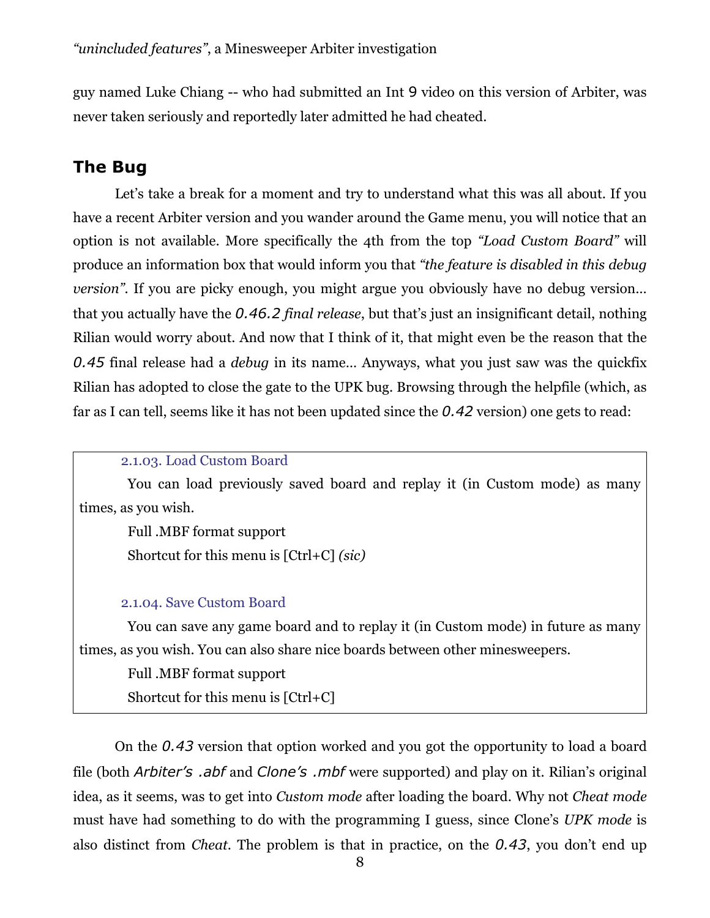guy named Luke Chiang -- who had submitted an Int 9 video on this version of Arbiter, was never taken seriously and reportedly later admitted he had cheated.

## The Bug

Let's take a break for a moment and try to understand what this was all about. If you have a recent Arbiter version and you wander around the Game menu, you will notice that an option is not available. More specifically the 4th from the top *"Load Custom Board"* will produce an information box that would inform you that *"the feature is disabled in this debug version"*. If you are picky enough, you might argue you obviously have no debug version… that you actually have the *0.46.2 final release*, but that's just an insignificant detail, nothing Rilian would worry about. And now that I think of it, that might even be the reason that the *0.45* final release had a *debug* in its name… Anyways, what you just saw was the quickfix Rilian has adopted to close the gate to the UPK bug. Browsing through the helpfile (which, as far as I can tell, seems like it has not been updated since the *0.42* version) one gets to read:

> 2.1.03. Load Custom Board
>
> You can load previously saved board and replay it (in Custom mode) as many times, as you wish.
>
> Full .MBF format support
>
> Shortcut for this menu is [Ctrl+C] *(sic)*
>
> 2.1.04. Save Custom Board
>
> You can save any game board and to replay it (in Custom mode) in future as many times, as you wish. You can also share nice boards between other minesweepers.
>
> Full .MBF format support
>
> Shortcut for this menu is [Ctrl+C]

On the *0.43* version that option worked and you got the opportunity to load a board file (both *Arbiter's .abf* and *Clone's .mbf* were supported) and play on it. Rilian's original idea, as it seems, was to get into *Custom mode* after loading the board. Why not *Cheat mode* must have had something to do with the programming I guess, since Clone's *UPK mode* is also distinct from *Cheat*. The problem is that in practice, on the *0.43*, you don't end up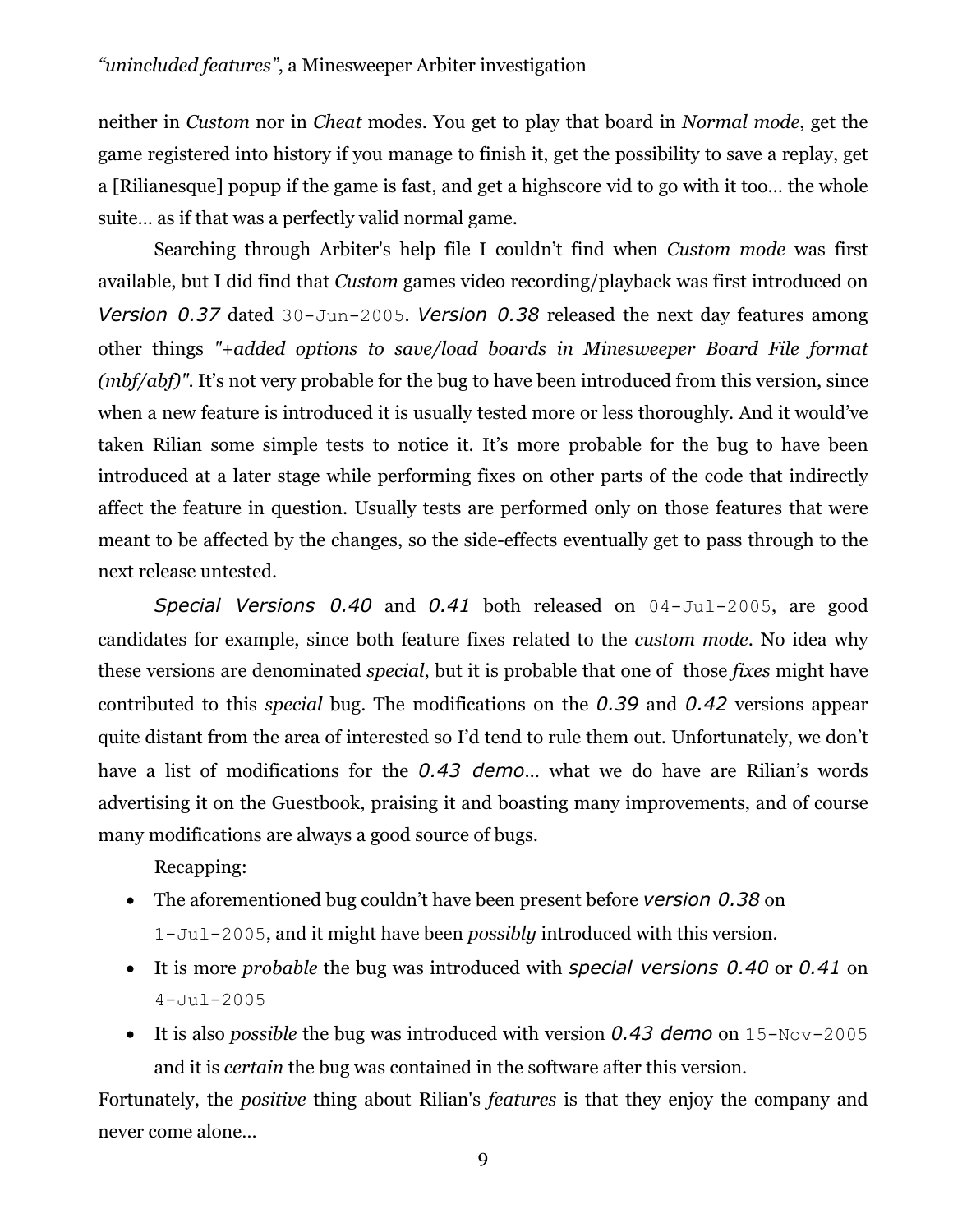neither in *Custom* nor in *Cheat* modes. You get to play that board in *Normal mode*, get the game registered into history if you manage to finish it, get the possibility to save a replay, get a [Rilianesque] popup if the game is fast, and get a highscore vid to go with it too… the whole suite… as if that was a perfectly valid normal game.

Searching through Arbiter's help file I couldn't find when *Custom mode* was first available, but I did find that *Custom* games video recording/playback was first introduced on *Version 0.37* dated `30-Jun-2005`. *Version 0.38* released the next day features among other things *"+added options to save/load boards in Minesweeper Board File format (mbf/abf)"*. It's not very probable for the bug to have been introduced from this version, since when a new feature is introduced it is usually tested more or less thoroughly. And it would've taken Rilian some simple tests to notice it. It's more probable for the bug to have been introduced at a later stage while performing fixes on other parts of the code that indirectly affect the feature in question. Usually tests are performed only on those features that were meant to be affected by the changes, so the side-effects eventually get to pass through to the next release untested.

*Special Versions 0.40* and *0.41* both released on `04-Jul-2005`, are good candidates for example, since both feature fixes related to the *custom mode*. No idea why these versions are denominated *special*, but it is probable that one of those *fixes* might have contributed to this *special* bug. The modifications on the *0.39* and *0.42* versions appear quite distant from the area of interested so I'd tend to rule them out. Unfortunately, we don't have a list of modifications for the *0.43 demo*… what we do have are Rilian's words advertising it on the Guestbook, praising it and boasting many improvements, and of course many modifications are always a good source of bugs.

Recapping:

- The aforementioned bug couldn't have been present before *version 0.38* on `1-Jul-2005`, and it might have been *possibly* introduced with this version.
- It is more *probable* the bug was introduced with *special versions 0.40* or *0.41* on `4-Jul-2005`
- It is also *possible* the bug was introduced with version *0.43 demo* on `15-Nov-2005` and it is *certain* the bug was contained in the software after this version.

Fortunately, the *positive* thing about Rilian's *features* is that they enjoy the company and never come alone…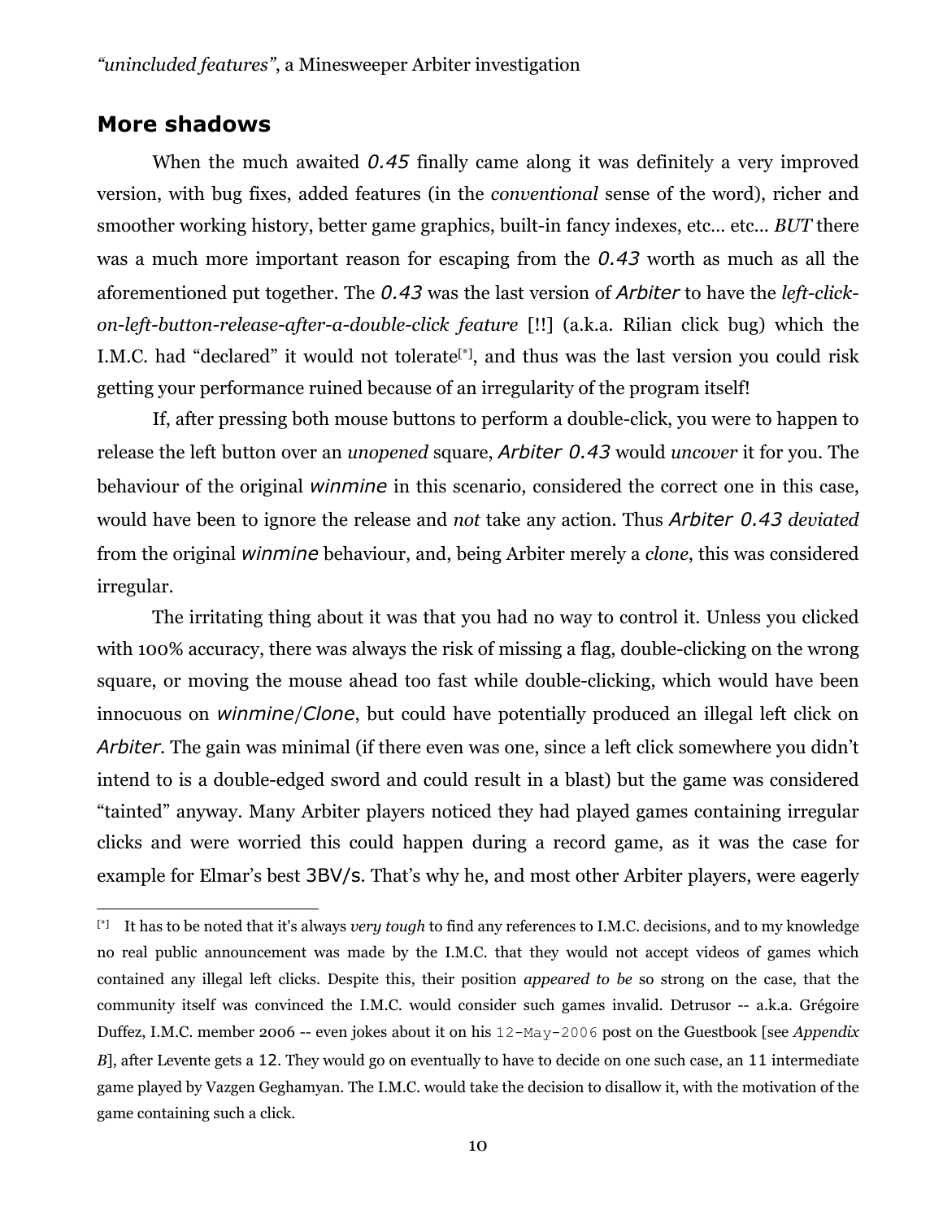## More shadows

When the much awaited *0.45* finally came along it was definitely a very improved version, with bug fixes, added features (in the *conventional* sense of the word), richer and smoother working history, better game graphics, built-in fancy indexes, etc… etc… *BUT* there was a much more important reason for escaping from the *0.43* worth as much as all the aforementioned put together. The *0.43* was the last version of *Arbiter* to have the *left-click-on-left-button-release-after-a-double-click feature* [!!] (a.k.a. Rilian click bug) which the I.M.C. had "declared" it would not tolerate[*], and thus was the last version you could risk getting your performance ruined because of an irregularity of the program itself!

If, after pressing both mouse buttons to perform a double-click, you were to happen to release the left button over an *unopened* square, *Arbiter 0.43* would *uncover* it for you. The behaviour of the original *winmine* in this scenario, considered the correct one in this case, would have been to ignore the release and *not* take any action. Thus *Arbiter 0.43 deviated* from the original *winmine* behaviour, and, being Arbiter merely a *clone*, this was considered irregular.

The irritating thing about it was that you had no way to control it. Unless you clicked with 100% accuracy, there was always the risk of missing a flag, double-clicking on the wrong square, or moving the mouse ahead too fast while double-clicking, which would have been innocuous on *winmine*/*Clone*, but could have potentially produced an illegal left click on *Arbiter*. The gain was minimal (if there even was one, since a left click somewhere you didn't intend to is a double-edged sword and could result in a blast) but the game was considered "tainted" anyway. Many Arbiter players noticed they had played games containing irregular clicks and were worried this could happen during a record game, as it was the case for example for Elmar's best 3BV/s. That's why he, and most other Arbiter players, were eagerly

---

[*] It has to be noted that it's always *very tough* to find any references to I.M.C. decisions, and to my knowledge no real public announcement was made by the I.M.C. that they would not accept videos of games which contained any illegal left clicks. Despite this, their position *appeared to be* so strong on the case, that the community itself was convinced the I.M.C. would consider such games invalid. Detrusor -- a.k.a. Grégoire Duffez, I.M.C. member 2006 -- even jokes about it on his `12-May-2006` post on the Guestbook [see *Appendix B*], after Levente gets a 12. They would go on eventually to have to decide on one such case, an 11 intermediate game played by Vazgen Geghamyan. The I.M.C. would take the decision to disallow it, with the motivation of the game containing such a click.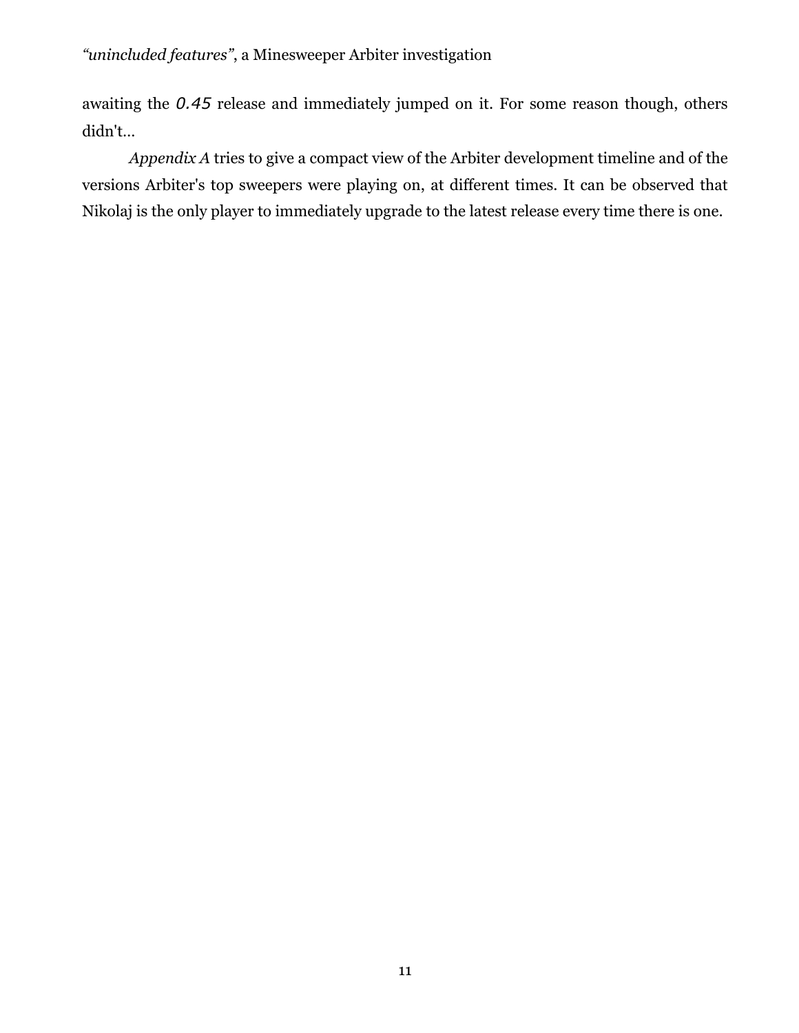awaiting the `0.45` release and immediately jumped on it. For some reason though, others didn't…

*Appendix A* tries to give a compact view of the Arbiter development timeline and of the versions Arbiter's top sweepers were playing on, at different times. It can be observed that Nikolaj is the only player to immediately upgrade to the latest release every time there is one.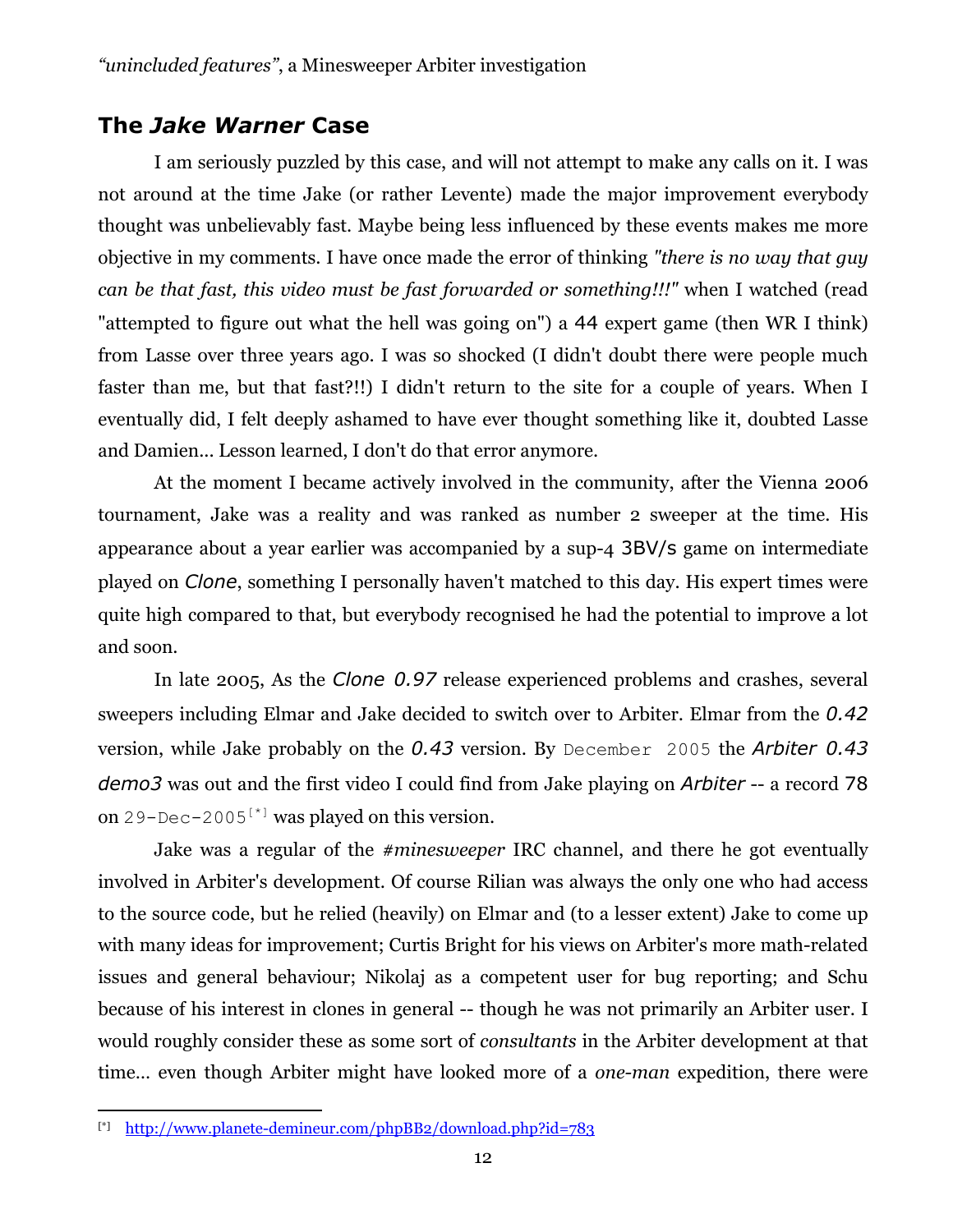## The *Jake Warner* Case

I am seriously puzzled by this case, and will not attempt to make any calls on it. I was not around at the time Jake (or rather Levente) made the major improvement everybody thought was unbelievably fast. Maybe being less influenced by these events makes me more objective in my comments. I have once made the error of thinking *"there is no way that guy can be that fast, this video must be fast forwarded or something!!!"* when I watched (read "attempted to figure out what the hell was going on") a 44 expert game (then WR I think) from Lasse over three years ago. I was so shocked (I didn't doubt there were people much faster than me, but that fast?!!) I didn't return to the site for a couple of years. When I eventually did, I felt deeply ashamed to have ever thought something like it, doubted Lasse and Damien... Lesson learned, I don't do that error anymore.

At the moment I became actively involved in the community, after the Vienna 2006 tournament, Jake was a reality and was ranked as number 2 sweeper at the time. His appearance about a year earlier was accompanied by a sup-4 3BV/s game on intermediate played on *Clone*, something I personally haven't matched to this day. His expert times were quite high compared to that, but everybody recognised he had the potential to improve a lot and soon.

In late 2005, As the *Clone 0.97* release experienced problems and crashes, several sweepers including Elmar and Jake decided to switch over to Arbiter. Elmar from the *0.42* version, while Jake probably on the *0.43* version. By December 2005 the *Arbiter 0.43 demo3* was out and the first video I could find from Jake playing on *Arbiter* -- a record 78 on 29-Dec-2005[*] was played on this version.

Jake was a regular of the *#minesweeper* IRC channel, and there he got eventually involved in Arbiter's development. Of course Rilian was always the only one who had access to the source code, but he relied (heavily) on Elmar and (to a lesser extent) Jake to come up with many ideas for improvement; Curtis Bright for his views on Arbiter's more math-related issues and general behaviour; Nikolaj as a competent user for bug reporting; and Schu because of his interest in clones in general -- though he was not primarily an Arbiter user. I would roughly consider these as some sort of *consultants* in the Arbiter development at that time... even though Arbiter might have looked more of a *one-man* expedition, there were

---

[*] http://www.planete-demineur.com/phpBB2/download.php?id=783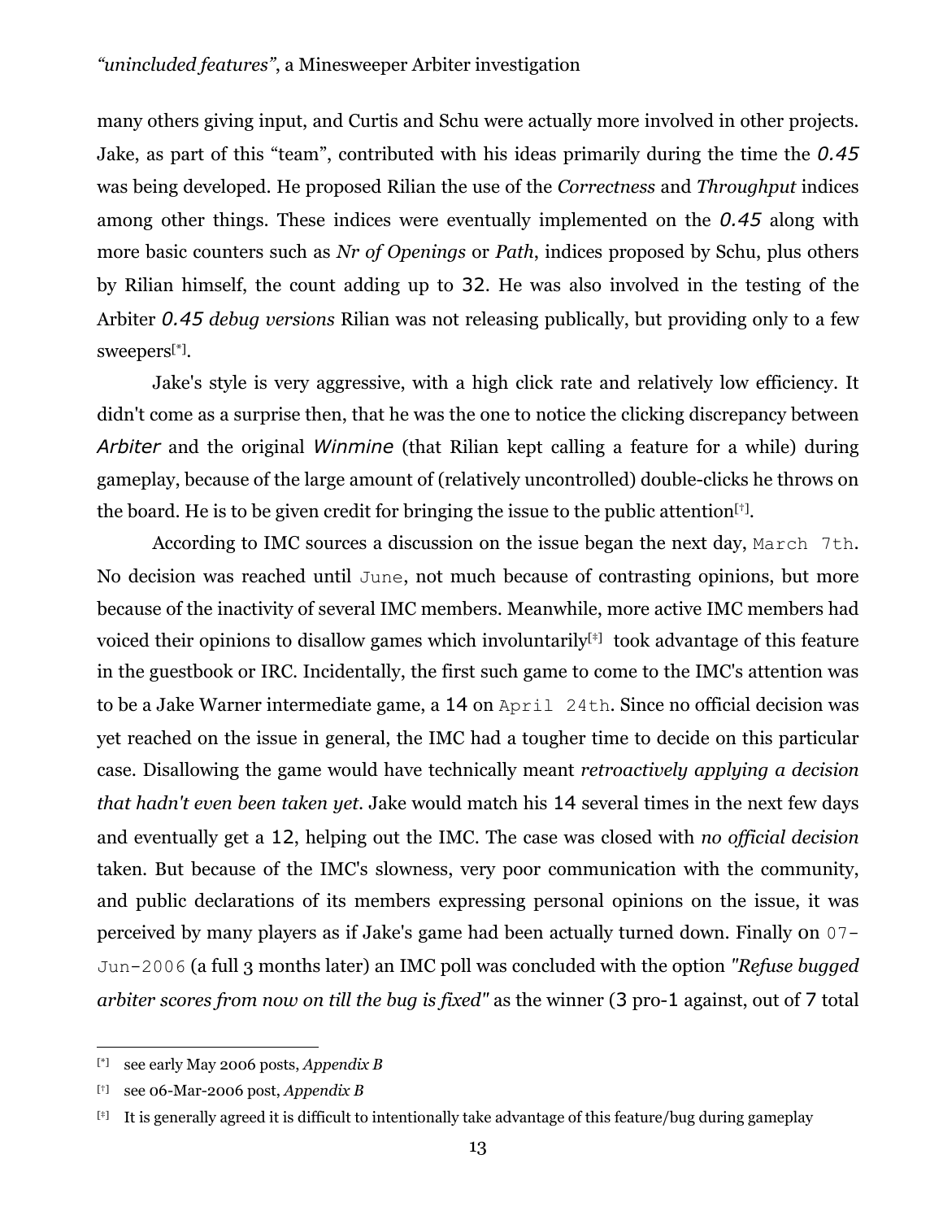many others giving input, and Curtis and Schu were actually more involved in other projects. Jake, as part of this "team", contributed with his ideas primarily during the time the *0.45* was being developed. He proposed Rilian the use of the *Correctness* and *Throughput* indices among other things. These indices were eventually implemented on the *0.45* along with more basic counters such as *Nr of Openings* or *Path*, indices proposed by Schu, plus others by Rilian himself, the count adding up to 32. He was also involved in the testing of the Arbiter *0.45 debug versions* Rilian was not releasing publically, but providing only to a few sweepers[*].

Jake's style is very aggressive, with a high click rate and relatively low efficiency. It didn't come as a surprise then, that he was the one to notice the clicking discrepancy between *Arbiter* and the original *Winmine* (that Rilian kept calling a feature for a while) during gameplay, because of the large amount of (relatively uncontrolled) double-clicks he throws on the board. He is to be given credit for bringing the issue to the public attention[†].

According to IMC sources a discussion on the issue began the next day, March 7th. No decision was reached until June, not much because of contrasting opinions, but more because of the inactivity of several IMC members. Meanwhile, more active IMC members had voiced their opinions to disallow games which involuntarily[‡] took advantage of this feature in the guestbook or IRC. Incidentally, the first such game to come to the IMC's attention was to be a Jake Warner intermediate game, a 14 on April 24th. Since no official decision was yet reached on the issue in general, the IMC had a tougher time to decide on this particular case. Disallowing the game would have technically meant *retroactively applying a decision that hadn't even been taken yet*. Jake would match his 14 several times in the next few days and eventually get a 12, helping out the IMC. The case was closed with *no official decision* taken. But because of the IMC's slowness, very poor communication with the community, and public declarations of its members expressing personal opinions on the issue, it was perceived by many players as if Jake's game had been actually turned down. Finally on 07-Jun-2006 (a full 3 months later) an IMC poll was concluded with the option *"Refuse bugged arbiter scores from now on till the bug is fixed"* as the winner (3 pro-1 against, out of 7 total

---

[*] see early May 2006 posts, *Appendix B*

[†] see 06-Mar-2006 post, *Appendix B*

[‡] It is generally agreed it is difficult to intentionally take advantage of this feature/bug during gameplay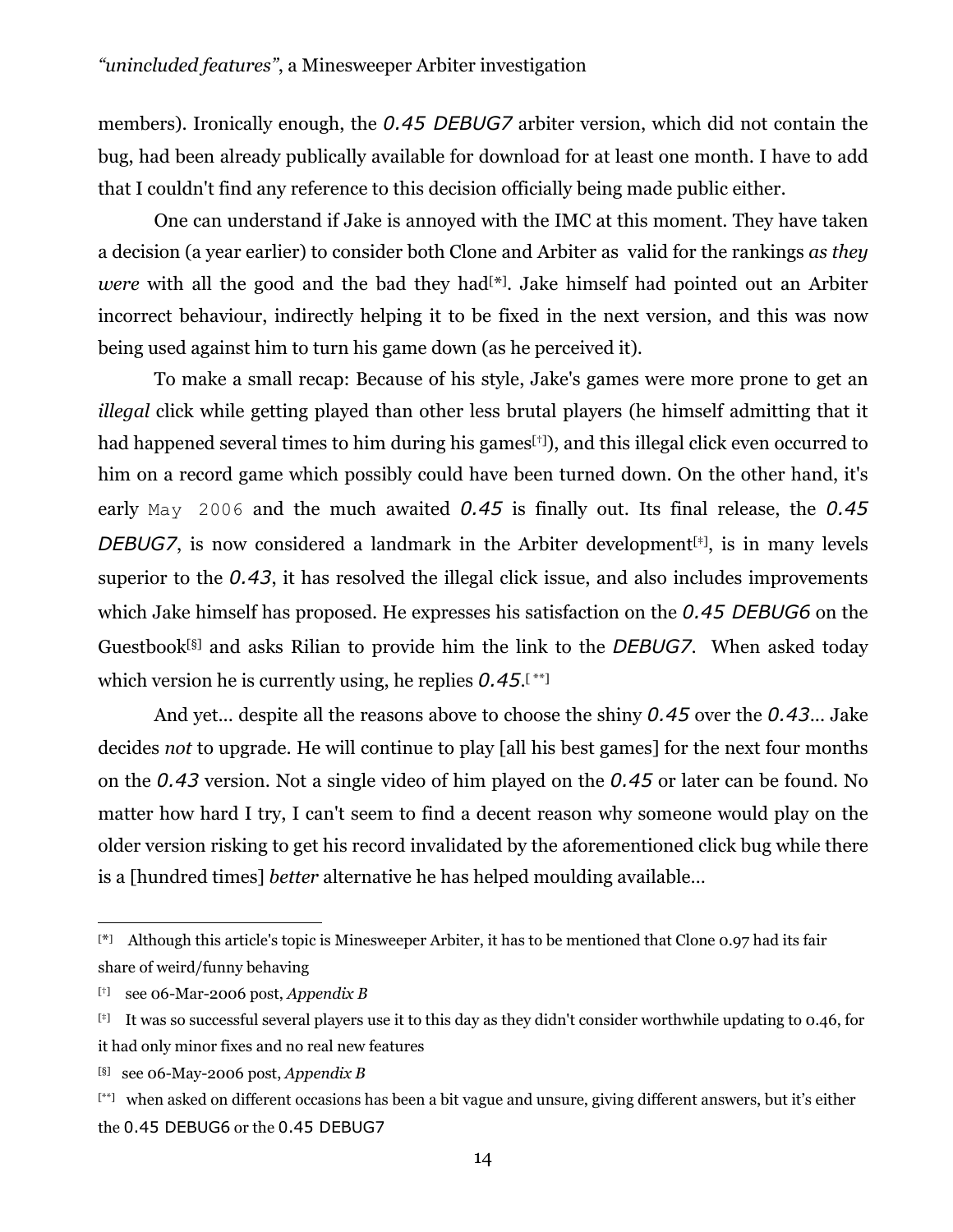members). Ironically enough, the *0.45 DEBUG7* arbiter version, which did not contain the bug, had been already publically available for download for at least one month. I have to add that I couldn't find any reference to this decision officially being made public either.

One can understand if Jake is annoyed with the IMC at this moment. They have taken a decision (a year earlier) to consider both Clone and Arbiter as valid for the rankings *as they were* with all the good and the bad they had[*]. Jake himself had pointed out an Arbiter incorrect behaviour, indirectly helping it to be fixed in the next version, and this was now being used against him to turn his game down (as he perceived it).

To make a small recap: Because of his style, Jake's games were more prone to get an *illegal* click while getting played than other less brutal players (he himself admitting that it had happened several times to him during his games[†]), and this illegal click even occurred to him on a record game which possibly could have been turned down. On the other hand, it's early May 2006 and the much awaited *0.45* is finally out. Its final release, the *0.45 DEBUG7*, is now considered a landmark in the Arbiter development[‡], is in many levels superior to the *0.43*, it has resolved the illegal click issue, and also includes improvements which Jake himself has proposed. He expresses his satisfaction on the *0.45 DEBUG6* on the Guestbook[§] and asks Rilian to provide him the link to the *DEBUG7*. When asked today which version he is currently using, he replies *0.45*.[**]

And yet... despite all the reasons above to choose the shiny *0.45* over the *0.43*... Jake decides *not* to upgrade. He will continue to play [all his best games] for the next four months on the *0.43* version. Not a single video of him played on the *0.45* or later can be found. No matter how hard I try, I can't seem to find a decent reason why someone would play on the older version risking to get his record invalidated by the aforementioned click bug while there is a [hundred times] *better* alternative he has helped moulding available...

---

[*] Although this article's topic is Minesweeper Arbiter, it has to be mentioned that Clone 0.97 had its fair share of weird/funny behaving

[†] see 06-Mar-2006 post, *Appendix B*

[‡] It was so successful several players use it to this day as they didn't consider worthwhile updating to 0.46, for it had only minor fixes and no real new features

[§] see 06-May-2006 post, *Appendix B*

[**] when asked on different occasions has been a bit vague and unsure, giving different answers, but it's either the 0.45 DEBUG6 or the 0.45 DEBUG7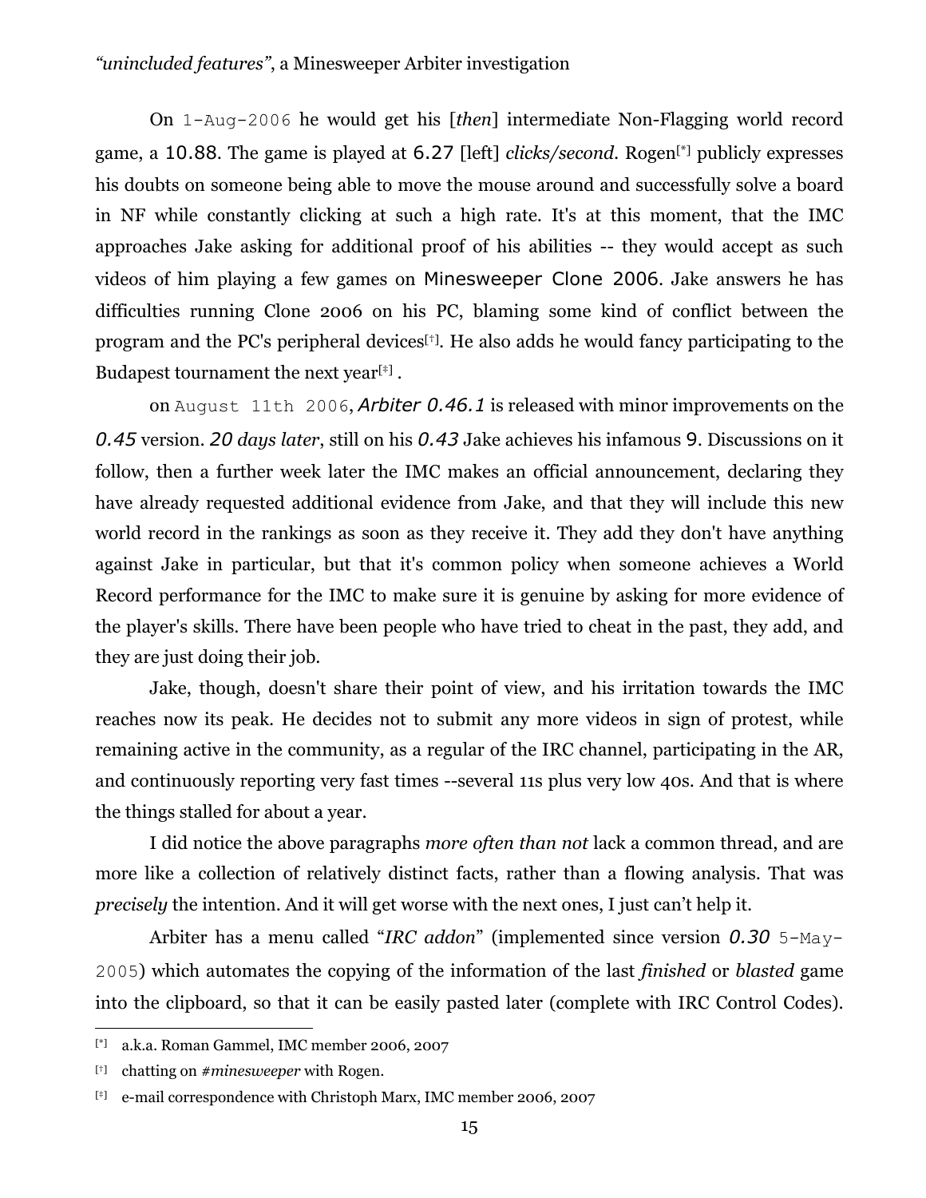On 1-Aug-2006 he would get his [*then*] intermediate Non-Flagging world record game, a 10.88. The game is played at 6.27 [left] *clicks/second*. Rogen[*] publicly expresses his doubts on someone being able to move the mouse around and successfully solve a board in NF while constantly clicking at such a high rate. It's at this moment, that the IMC approaches Jake asking for additional proof of his abilities -- they would accept as such videos of him playing a few games on Minesweeper Clone 2006. Jake answers he has difficulties running Clone 2006 on his PC, blaming some kind of conflict between the program and the PC's peripheral devices[†]. He also adds he would fancy participating to the Budapest tournament the next year[‡] .

on August 11th 2006, *Arbiter 0.46.1* is released with minor improvements on the *0.45* version. *20 days later*, still on his *0.43* Jake achieves his infamous 9. Discussions on it follow, then a further week later the IMC makes an official announcement, declaring they have already requested additional evidence from Jake, and that they will include this new world record in the rankings as soon as they receive it. They add they don't have anything against Jake in particular, but that it's common policy when someone achieves a World Record performance for the IMC to make sure it is genuine by asking for more evidence of the player's skills. There have been people who have tried to cheat in the past, they add, and they are just doing their job.

Jake, though, doesn't share their point of view, and his irritation towards the IMC reaches now its peak. He decides not to submit any more videos in sign of protest, while remaining active in the community, as a regular of the IRC channel, participating in the AR, and continuously reporting very fast times --several 11s plus very low 40s. And that is where the things stalled for about a year.

I did notice the above paragraphs *more often than not* lack a common thread, and are more like a collection of relatively distinct facts, rather than a flowing analysis. That was *precisely* the intention. And it will get worse with the next ones, I just can't help it.

Arbiter has a menu called "*IRC addon*" (implemented since version *0.30* 5-May-2005) which automates the copying of the information of the last *finished* or *blasted* game into the clipboard, so that it can be easily pasted later (complete with IRC Control Codes).

---

[*] a.k.a. Roman Gammel, IMC member 2006, 2007

[†] chatting on *#minesweeper* with Rogen.

[‡] e-mail correspondence with Christoph Marx, IMC member 2006, 2007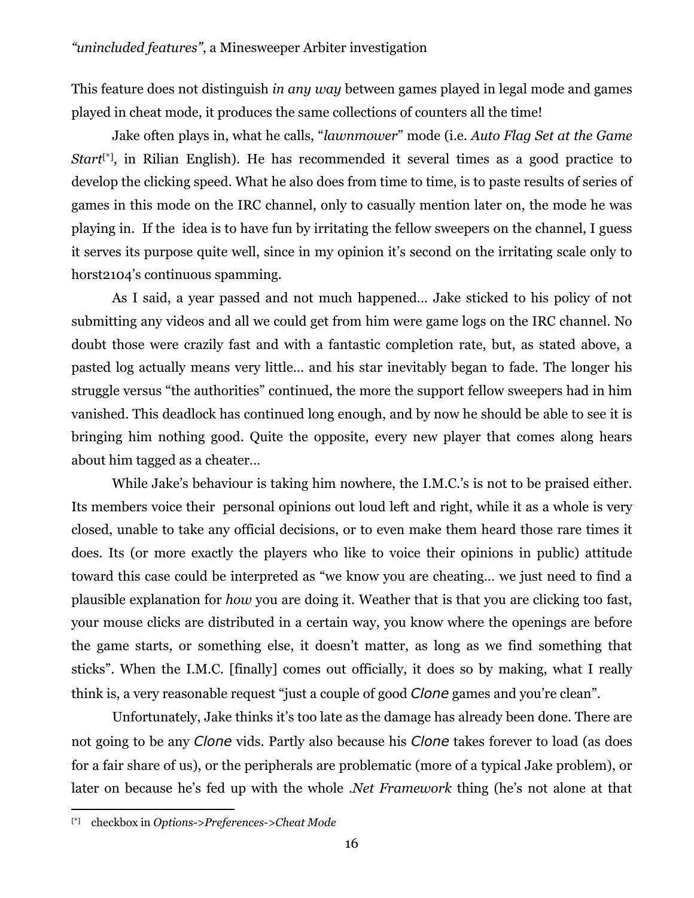This feature does not distinguish *in any way* between games played in legal mode and games played in cheat mode, it produces the same collections of counters all the time!

Jake often plays in, what he calls, "*lawnmower*" mode (i.e. *Auto Flag Set at the Game Start*[*], in Rilian English). He has recommended it several times as a good practice to develop the clicking speed. What he also does from time to time, is to paste results of series of games in this mode on the IRC channel, only to casually mention later on, the mode he was playing in. If the idea is to have fun by irritating the fellow sweepers on the channel, I guess it serves its purpose quite well, since in my opinion it's second on the irritating scale only to horst2104's continuous spamming.

As I said, a year passed and not much happened… Jake sticked to his policy of not submitting any videos and all we could get from him were game logs on the IRC channel. No doubt those were crazily fast and with a fantastic completion rate, but, as stated above, a pasted log actually means very little… and his star inevitably began to fade. The longer his struggle versus "the authorities" continued, the more the support fellow sweepers had in him vanished. This deadlock has continued long enough, and by now he should be able to see it is bringing him nothing good. Quite the opposite, every new player that comes along hears about him tagged as a cheater…

While Jake's behaviour is taking him nowhere, the I.M.C.'s is not to be praised either. Its members voice their personal opinions out loud left and right, while it as a whole is very closed, unable to take any official decisions, or to even make them heard those rare times it does. Its (or more exactly the players who like to voice their opinions in public) attitude toward this case could be interpreted as "we know you are cheating… we just need to find a plausible explanation for *how* you are doing it. Weather that is that you are clicking too fast, your mouse clicks are distributed in a certain way, you know where the openings are before the game starts, or something else, it doesn't matter, as long as we find something that sticks". When the I.M.C. [finally] comes out officially, it does so by making, what I really think is, a very reasonable request "just a couple of good *Clone* games and you're clean".

Unfortunately, Jake thinks it's too late as the damage has already been done. There are not going to be any *Clone* vids. Partly also because his *Clone* takes forever to load (as does for a fair share of us), or the peripherals are problematic (more of a typical Jake problem), or later on because he's fed up with the whole *.Net Framework* thing (he's not alone at that

---

[*] checkbox in *Options->Preferences->Cheat Mode*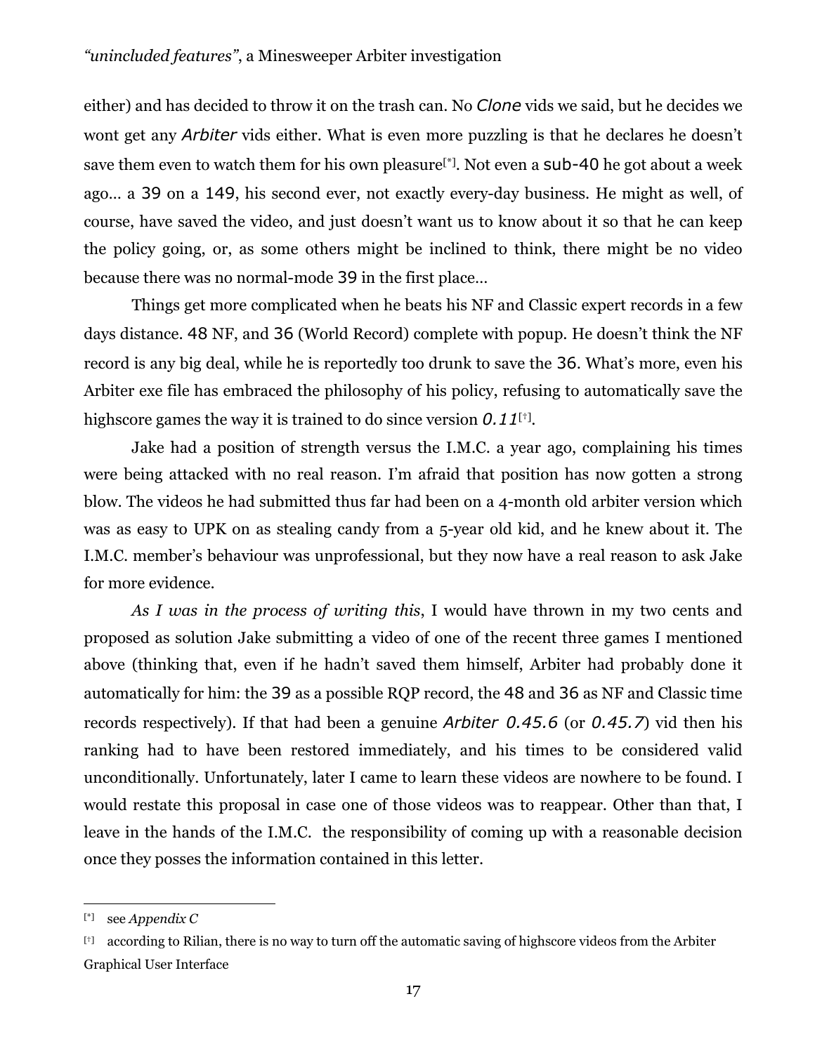either) and has decided to throw it on the trash can. No *Clone* vids we said, but he decides we wont get any *Arbiter* vids either. What is even more puzzling is that he declares he doesn't save them even to watch them for his own pleasure[*]. Not even a sub-40 he got about a week ago… a 39 on a 149, his second ever, not exactly every-day business. He might as well, of course, have saved the video, and just doesn't want us to know about it so that he can keep the policy going, or, as some others might be inclined to think, there might be no video because there was no normal-mode 39 in the first place…

Things get more complicated when he beats his NF and Classic expert records in a few days distance. 48 NF, and 36 (World Record) complete with popup. He doesn't think the NF record is any big deal, while he is reportedly too drunk to save the 36. What's more, even his Arbiter exe file has embraced the philosophy of his policy, refusing to automatically save the highscore games the way it is trained to do since version *0.11*[†].

Jake had a position of strength versus the I.M.C. a year ago, complaining his times were being attacked with no real reason. I'm afraid that position has now gotten a strong blow. The videos he had submitted thus far had been on a 4-month old arbiter version which was as easy to UPK on as stealing candy from a 5-year old kid, and he knew about it. The I.M.C. member's behaviour was unprofessional, but they now have a real reason to ask Jake for more evidence.

*As I was in the process of writing this*, I would have thrown in my two cents and proposed as solution Jake submitting a video of one of the recent three games I mentioned above (thinking that, even if he hadn't saved them himself, Arbiter had probably done it automatically for him: the 39 as a possible RQP record, the 48 and 36 as NF and Classic time records respectively). If that had been a genuine *Arbiter 0.45.6* (or *0.45.7*) vid then his ranking had to have been restored immediately, and his times to be considered valid unconditionally. Unfortunately, later I came to learn these videos are nowhere to be found. I would restate this proposal in case one of those videos was to reappear. Other than that, I leave in the hands of the I.M.C. the responsibility of coming up with a reasonable decision once they posses the information contained in this letter.

---

[*] see *Appendix C*

[†] according to Rilian, there is no way to turn off the automatic saving of highscore videos from the Arbiter Graphical User Interface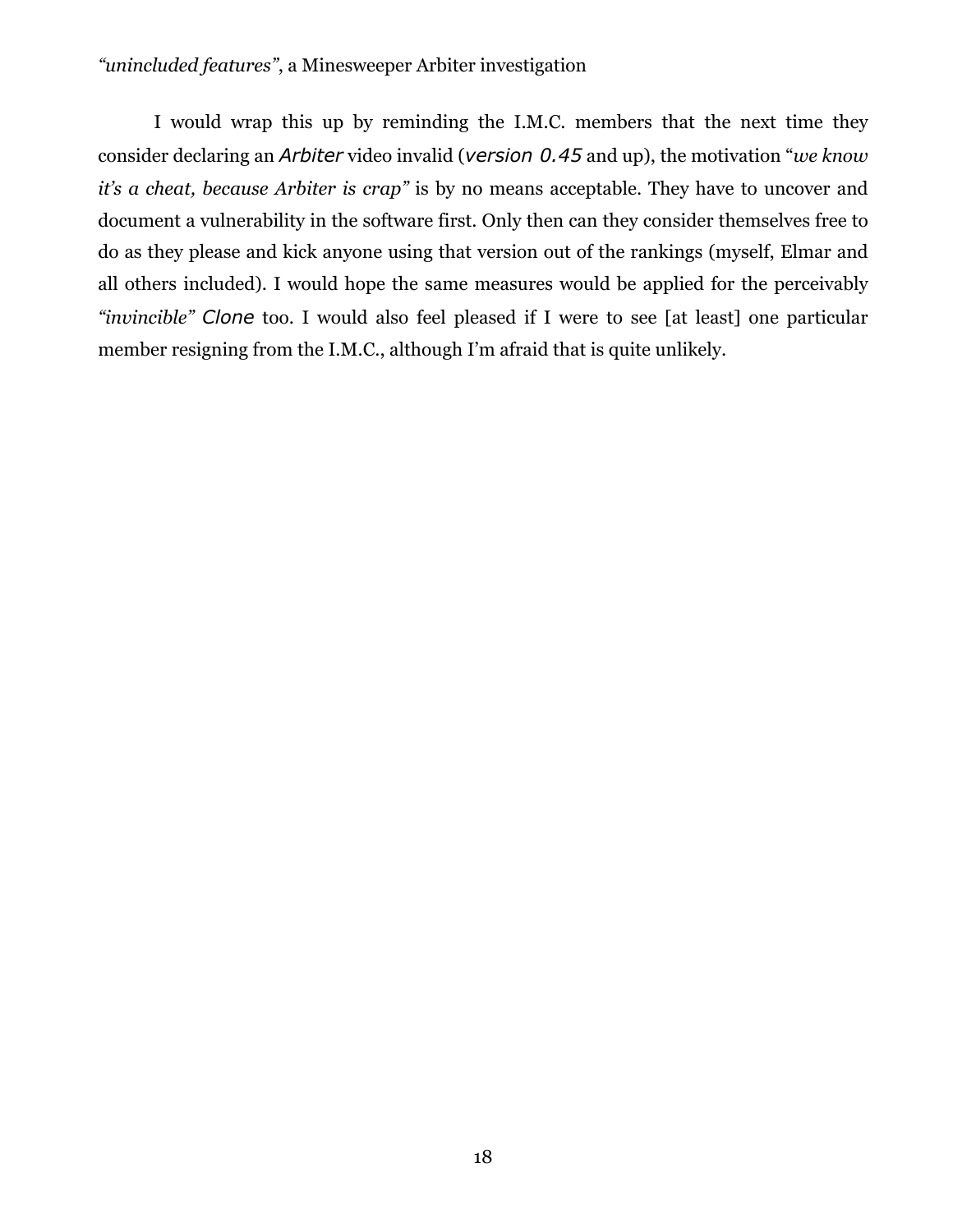I would wrap this up by reminding the I.M.C. members that the next time they consider declaring an *Arbiter* video invalid (*version 0.45* and up), the motivation "*we know it's a cheat, because Arbiter is crap"* is by no means acceptable. They have to uncover and document a vulnerability in the software first. Only then can they consider themselves free to do as they please and kick anyone using that version out of the rankings (myself, Elmar and all others included). I would hope the same measures would be applied for the perceivably *"invincible" Clone* too. I would also feel pleased if I were to see [at least] one particular member resigning from the I.M.C., although I'm afraid that is quite unlikely.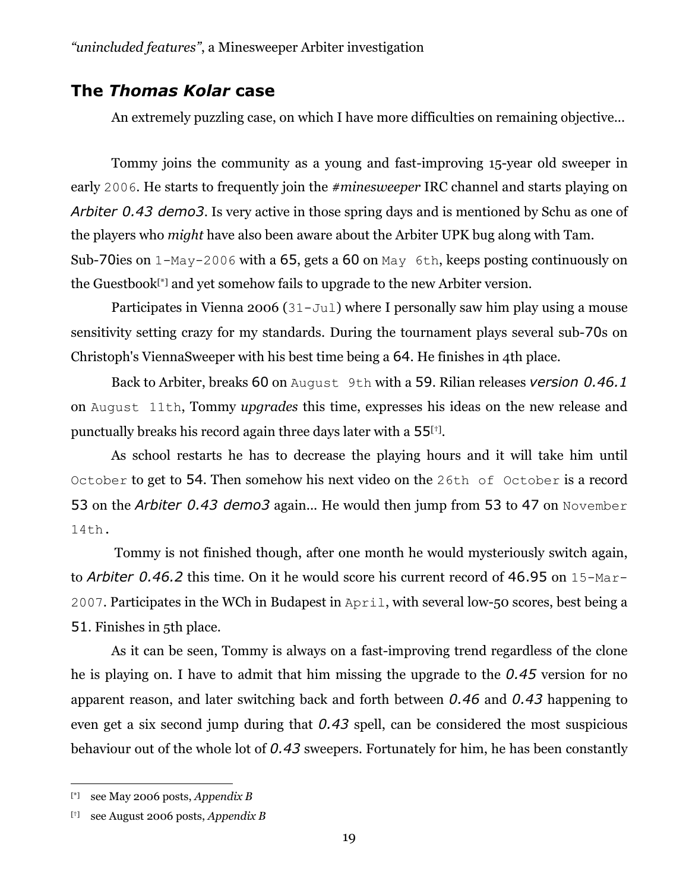## The *Thomas Kolar* case

An extremely puzzling case, on which I have more difficulties on remaining objective…

Tommy joins the community as a young and fast-improving 15-year old sweeper in early 2006. He starts to frequently join the *#minesweeper* IRC channel and starts playing on *Arbiter 0.43 demo3*. Is very active in those spring days and is mentioned by Schu as one of the players who *might* have also been aware about the Arbiter UPK bug along with Tam. Sub-70ies on 1-May-2006 with a 65, gets a 60 on May 6th, keeps posting continuously on the Guestbook[*] and yet somehow fails to upgrade to the new Arbiter version.

Participates in Vienna 2006 (31-Jul) where I personally saw him play using a mouse sensitivity setting crazy for my standards. During the tournament plays several sub-70s on Christoph's ViennaSweeper with his best time being a 64. He finishes in 4th place.

Back to Arbiter, breaks 60 on August 9th with a 59. Rilian releases *version 0.46.1* on August 11th, Tommy *upgrades* this time, expresses his ideas on the new release and punctually breaks his record again three days later with a 55[†].

As school restarts he has to decrease the playing hours and it will take him until October to get to 54. Then somehow his next video on the 26th of October is a record 53 on the *Arbiter 0.43 demo3* again… He would then jump from 53 to 47 on November 14th.

Tommy is not finished though, after one month he would mysteriously switch again, to *Arbiter 0.46.2* this time. On it he would score his current record of 46.95 on 15-Mar-2007. Participates in the WCh in Budapest in April, with several low-50 scores, best being a 51. Finishes in 5th place.

As it can be seen, Tommy is always on a fast-improving trend regardless of the clone he is playing on. I have to admit that him missing the upgrade to the *0.45* version for no apparent reason, and later switching back and forth between *0.46* and *0.43* happening to even get a six second jump during that *0.43* spell, can be considered the most suspicious behaviour out of the whole lot of *0.43* sweepers. Fortunately for him, he has been constantly

---

[*] see May 2006 posts, *Appendix B*

[†] see August 2006 posts, *Appendix B*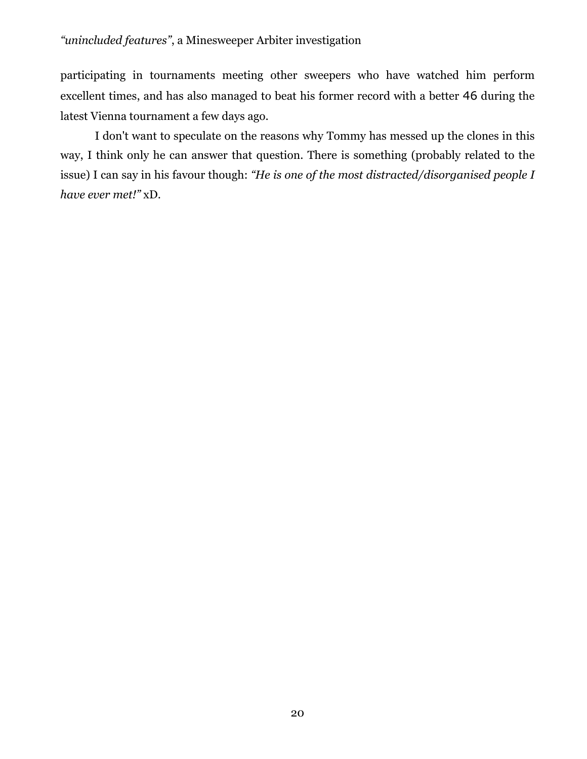participating in tournaments meeting other sweepers who have watched him perform excellent times, and has also managed to beat his former record with a better 46 during the latest Vienna tournament a few days ago.

I don't want to speculate on the reasons why Tommy has messed up the clones in this way, I think only he can answer that question. There is something (probably related to the issue) I can say in his favour though: *"He is one of the most distracted/disorganised people I have ever met!"* xD.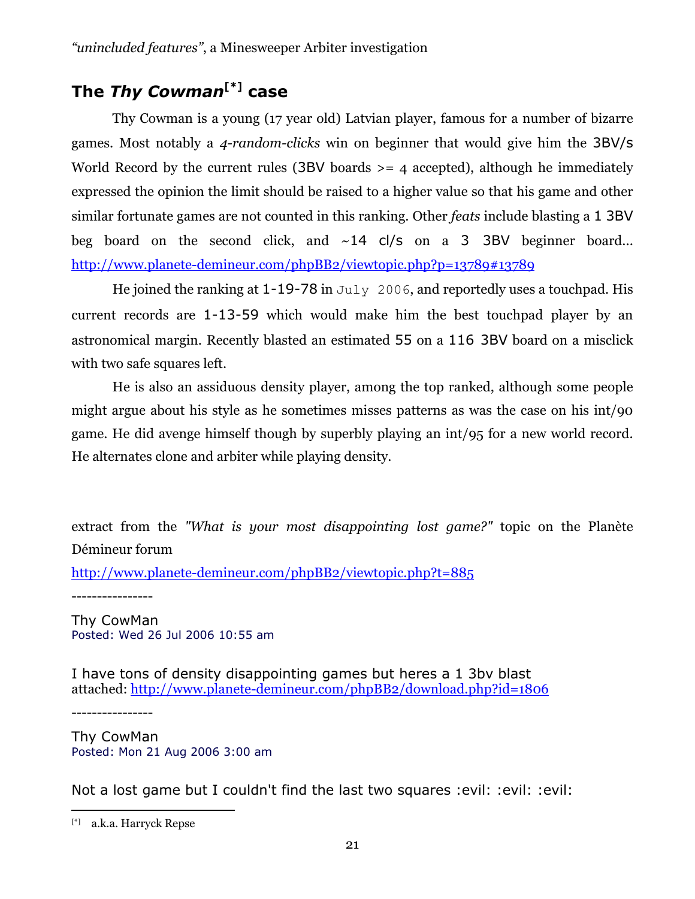## The *Thy Cowman*[*] case

Thy Cowman is a young (17 year old) Latvian player, famous for a number of bizarre games. Most notably a *4-random-clicks* win on beginner that would give him the 3BV/s World Record by the current rules (3BV boards >= 4 accepted), although he immediately expressed the opinion the limit should be raised to a higher value so that his game and other similar fortunate games are not counted in this ranking. Other *feats* include blasting a 1 3BV beg board on the second click, and ~14 cl/s on a 3 3BV beginner board… http://www.planete-demineur.com/phpBB2/viewtopic.php?p=13789#13789

He joined the ranking at 1-19-78 in July 2006, and reportedly uses a touchpad. His current records are 1-13-59 which would make him the best touchpad player by an astronomical margin. Recently blasted an estimated 55 on a 116 3BV board on a misclick with two safe squares left.

He is also an assiduous density player, among the top ranked, although some people might argue about his style as he sometimes misses patterns as was the case on his int/90 game. He did avenge himself though by superbly playing an int/95 for a new world record. He alternates clone and arbiter while playing density.

extract from the *"What is your most disappointing lost game?"* topic on the Planète Démineur forum

http://www.planete-demineur.com/phpBB2/viewtopic.php?t=885

----------------

Thy CowMan
Posted: Wed 26 Jul 2006 10:55 am

I have tons of density disappointing games but heres a 1 3bv blast
attached: http://www.planete-demineur.com/phpBB2/download.php?id=1806

----------------

Thy CowMan
Posted: Mon 21 Aug 2006 3:00 am

Not a lost game but I couldn't find the last two squares :evil: :evil: :evil:

---

[*] a.k.a. Harryck Repse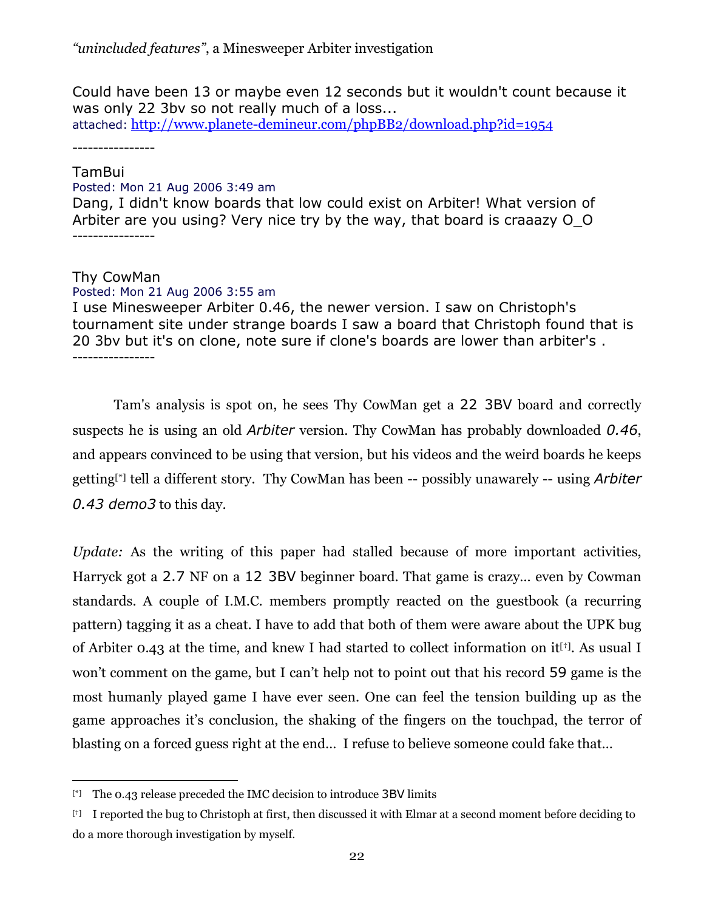Could have been 13 or maybe even 12 seconds but it wouldn't count because it was only 22 3bv so not really much of a loss...
attached: http://www.planete-demineur.com/phpBB2/download.php?id=1954

----------------

TamBui
Posted: Mon 21 Aug 2006 3:49 am
Dang, I didn't know boards that low could exist on Arbiter! What version of Arbiter are you using? Very nice try by the way, that board is craaazy O_O
----------------

Thy CowMan
Posted: Mon 21 Aug 2006 3:55 am
I use Minesweeper Arbiter 0.46, the newer version. I saw on Christoph's tournament site under strange boards I saw a board that Christoph found that is 20 3bv but it's on clone, note sure if clone's boards are lower than arbiter's .
----------------

Tam's analysis is spot on, he sees Thy CowMan get a 22 3BV board and correctly suspects he is using an old *Arbiter* version. Thy CowMan has probably downloaded *0.46*, and appears convinced to be using that version, but his videos and the weird boards he keeps getting[*] tell a different story. Thy CowMan has been -- possibly unawarely -- using *Arbiter 0.43 demo3* to this day.

*Update:* As the writing of this paper had stalled because of more important activities, Harryck got a 2.7 NF on a 12 3BV beginner board. That game is crazy… even by Cowman standards. A couple of I.M.C. members promptly reacted on the guestbook (a recurring pattern) tagging it as a cheat. I have to add that both of them were aware about the UPK bug of Arbiter 0.43 at the time, and knew I had started to collect information on it[†]. As usual I won't comment on the game, but I can't help not to point out that his record 59 game is the most humanly played game I have ever seen. One can feel the tension building up as the game approaches it's conclusion, the shaking of the fingers on the touchpad, the terror of blasting on a forced guess right at the end… I refuse to believe someone could fake that…

---

[*] The 0.43 release preceded the IMC decision to introduce 3BV limits

[†] I reported the bug to Christoph at first, then discussed it with Elmar at a second moment before deciding to do a more thorough investigation by myself.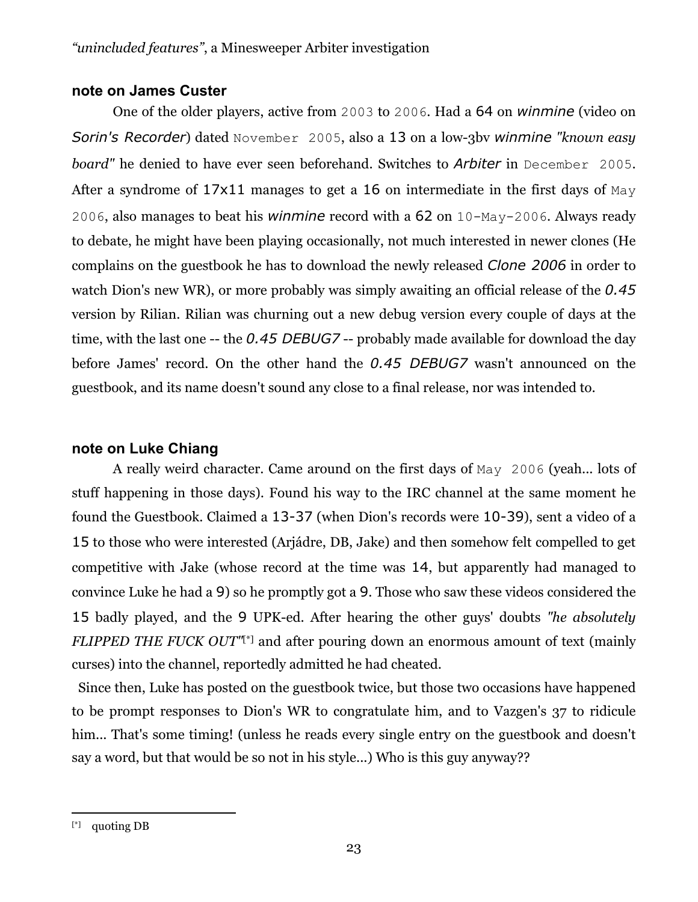## note on James Custer

One of the older players, active from 2003 to 2006. Had a 64 on *winmine* (video on *Sorin's Recorder*) dated November 2005, also a 13 on a low-3bv *winmine "known easy board"* he denied to have ever seen beforehand. Switches to *Arbiter* in December 2005. After a syndrome of 17x11 manages to get a 16 on intermediate in the first days of May 2006, also manages to beat his *winmine* record with a 62 on 10-May-2006. Always ready to debate, he might have been playing occasionally, not much interested in newer clones (He complains on the guestbook he has to download the newly released *Clone 2006* in order to watch Dion's new WR), or more probably was simply awaiting an official release of the *0.45* version by Rilian. Rilian was churning out a new debug version every couple of days at the time, with the last one -- the *0.45 DEBUG7* -- probably made available for download the day before James' record. On the other hand the *0.45 DEBUG7* wasn't announced on the guestbook, and its name doesn't sound any close to a final release, nor was intended to.

## note on Luke Chiang

A really weird character. Came around on the first days of May 2006 (yeah... lots of stuff happening in those days). Found his way to the IRC channel at the same moment he found the Guestbook. Claimed a 13-37 (when Dion's records were 10-39), sent a video of a 15 to those who were interested (Arjádre, DB, Jake) and then somehow felt compelled to get competitive with Jake (whose record at the time was 14, but apparently had managed to convince Luke he had a 9) so he promptly got a 9. Those who saw these videos considered the 15 badly played, and the 9 UPK-ed. After hearing the other guys' doubts *"he absolutely FLIPPED THE FUCK OUT"*[*] and after pouring down an enormous amount of text (mainly curses) into the channel, reportedly admitted he had cheated.

Since then, Luke has posted on the guestbook twice, but those two occasions have happened to be prompt responses to Dion's WR to congratulate him, and to Vazgen's 37 to ridicule him... That's some timing! (unless he reads every single entry on the guestbook and doesn't say a word, but that would be so not in his style...) Who is this guy anyway??

---

[*] quoting DB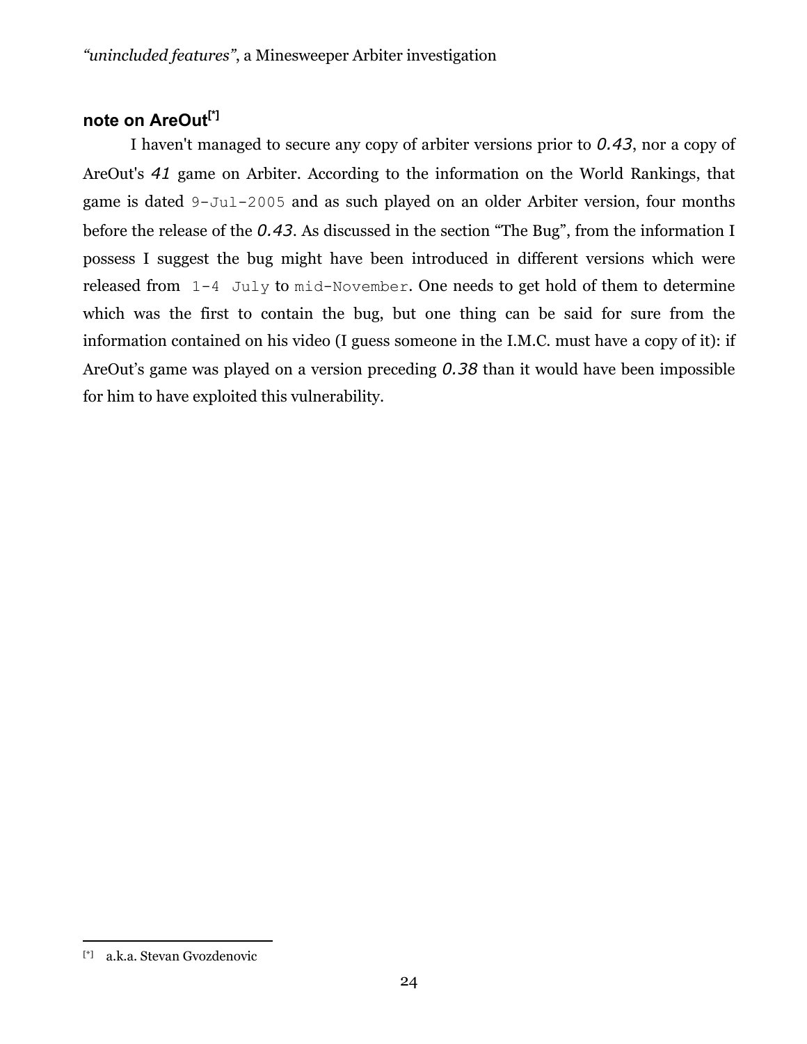## note on AreOut[*]

I haven't managed to secure any copy of arbiter versions prior to *0.43*, nor a copy of AreOut's *41* game on Arbiter. According to the information on the World Rankings, that game is dated `9-Jul-2005` and as such played on an older Arbiter version, four months before the release of the *0.43*. As discussed in the section "The Bug", from the information I possess I suggest the bug might have been introduced in different versions which were released from `1-4 July` to `mid-November`. One needs to get hold of them to determine which was the first to contain the bug, but one thing can be said for sure from the information contained on his video (I guess someone in the I.M.C. must have a copy of it): if AreOut's game was played on a version preceding *0.38* than it would have been impossible for him to have exploited this vulnerability.

[*] a.k.a. Stevan Gvozdenovic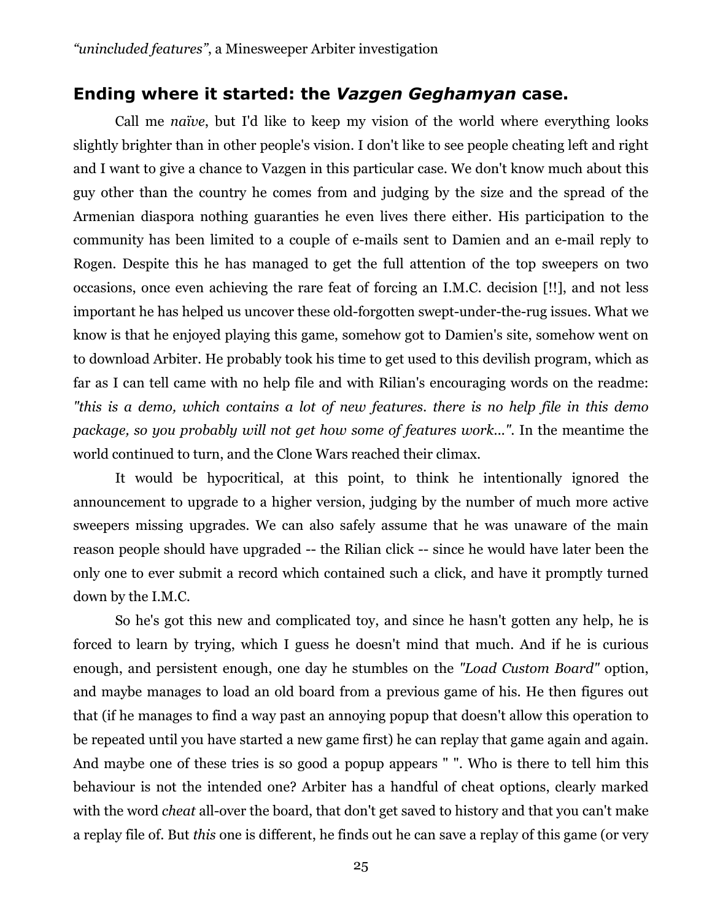## Ending where it started: the *Vazgen Geghamyan* case.

Call me *naïve*, but I'd like to keep my vision of the world where everything looks slightly brighter than in other people's vision. I don't like to see people cheating left and right and I want to give a chance to Vazgen in this particular case. We don't know much about this guy other than the country he comes from and judging by the size and the spread of the Armenian diaspora nothing guaranties he even lives there either. His participation to the community has been limited to a couple of e-mails sent to Damien and an e-mail reply to Rogen. Despite this he has managed to get the full attention of the top sweepers on two occasions, once even achieving the rare feat of forcing an I.M.C. decision [!!], and not less important he has helped us uncover these old-forgotten swept-under-the-rug issues. What we know is that he enjoyed playing this game, somehow got to Damien's site, somehow went on to download Arbiter. He probably took his time to get used to this devilish program, which as far as I can tell came with no help file and with Rilian's encouraging words on the readme: *"this is a demo, which contains a lot of new features. there is no help file in this demo package, so you probably will not get how some of features work..."*. In the meantime the world continued to turn, and the Clone Wars reached their climax.

It would be hypocritical, at this point, to think he intentionally ignored the announcement to upgrade to a higher version, judging by the number of much more active sweepers missing upgrades. We can also safely assume that he was unaware of the main reason people should have upgraded -- the Rilian click -- since he would have later been the only one to ever submit a record which contained such a click, and have it promptly turned down by the I.M.C.

So he's got this new and complicated toy, and since he hasn't gotten any help, he is forced to learn by trying, which I guess he doesn't mind that much. And if he is curious enough, and persistent enough, one day he stumbles on the *"Load Custom Board"* option, and maybe manages to load an old board from a previous game of his. He then figures out that (if he manages to find a way past an annoying popup that doesn't allow this operation to be repeated until you have started a new game first) he can replay that game again and again. And maybe one of these tries is so good a popup appears " ". Who is there to tell him this behaviour is not the intended one? Arbiter has a handful of cheat options, clearly marked with the word *cheat* all-over the board, that don't get saved to history and that you can't make a replay file of. But *this* one is different, he finds out he can save a replay of this game (or very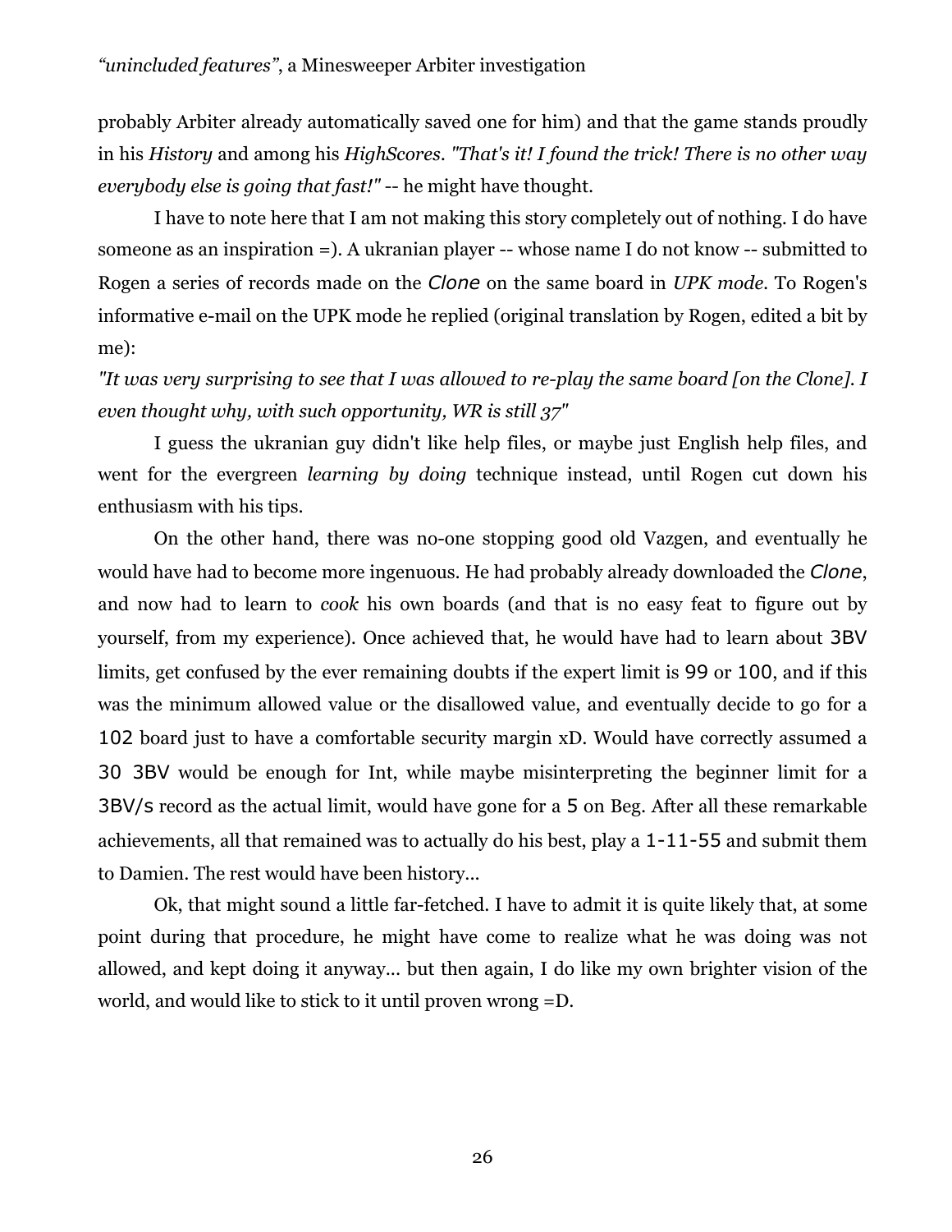probably Arbiter already automatically saved one for him) and that the game stands proudly in his *History* and among his *HighScores*. *"That's it! I found the trick! There is no other way everybody else is going that fast!"* -- he might have thought.

I have to note here that I am not making this story completely out of nothing. I do have someone as an inspiration =). A ukranian player -- whose name I do not know -- submitted to Rogen a series of records made on the *Clone* on the same board in *UPK mode*. To Rogen's informative e-mail on the UPK mode he replied (original translation by Rogen, edited a bit by me):

*"It was very surprising to see that I was allowed to re-play the same board [on the Clone]. I even thought why, with such opportunity, WR is still 37"*

I guess the ukranian guy didn't like help files, or maybe just English help files, and went for the evergreen *learning by doing* technique instead, until Rogen cut down his enthusiasm with his tips.

On the other hand, there was no-one stopping good old Vazgen, and eventually he would have had to become more ingenuous. He had probably already downloaded the *Clone*, and now had to learn to *cook* his own boards (and that is no easy feat to figure out by yourself, from my experience). Once achieved that, he would have had to learn about 3BV limits, get confused by the ever remaining doubts if the expert limit is 99 or 100, and if this was the minimum allowed value or the disallowed value, and eventually decide to go for a 102 board just to have a comfortable security margin xD. Would have correctly assumed a 30 3BV would be enough for Int, while maybe misinterpreting the beginner limit for a 3BV/s record as the actual limit, would have gone for a 5 on Beg. After all these remarkable achievements, all that remained was to actually do his best, play a 1-11-55 and submit them to Damien. The rest would have been history...

Ok, that might sound a little far-fetched. I have to admit it is quite likely that, at some point during that procedure, he might have come to realize what he was doing was not allowed, and kept doing it anyway... but then again, I do like my own brighter vision of the world, and would like to stick to it until proven wrong =D.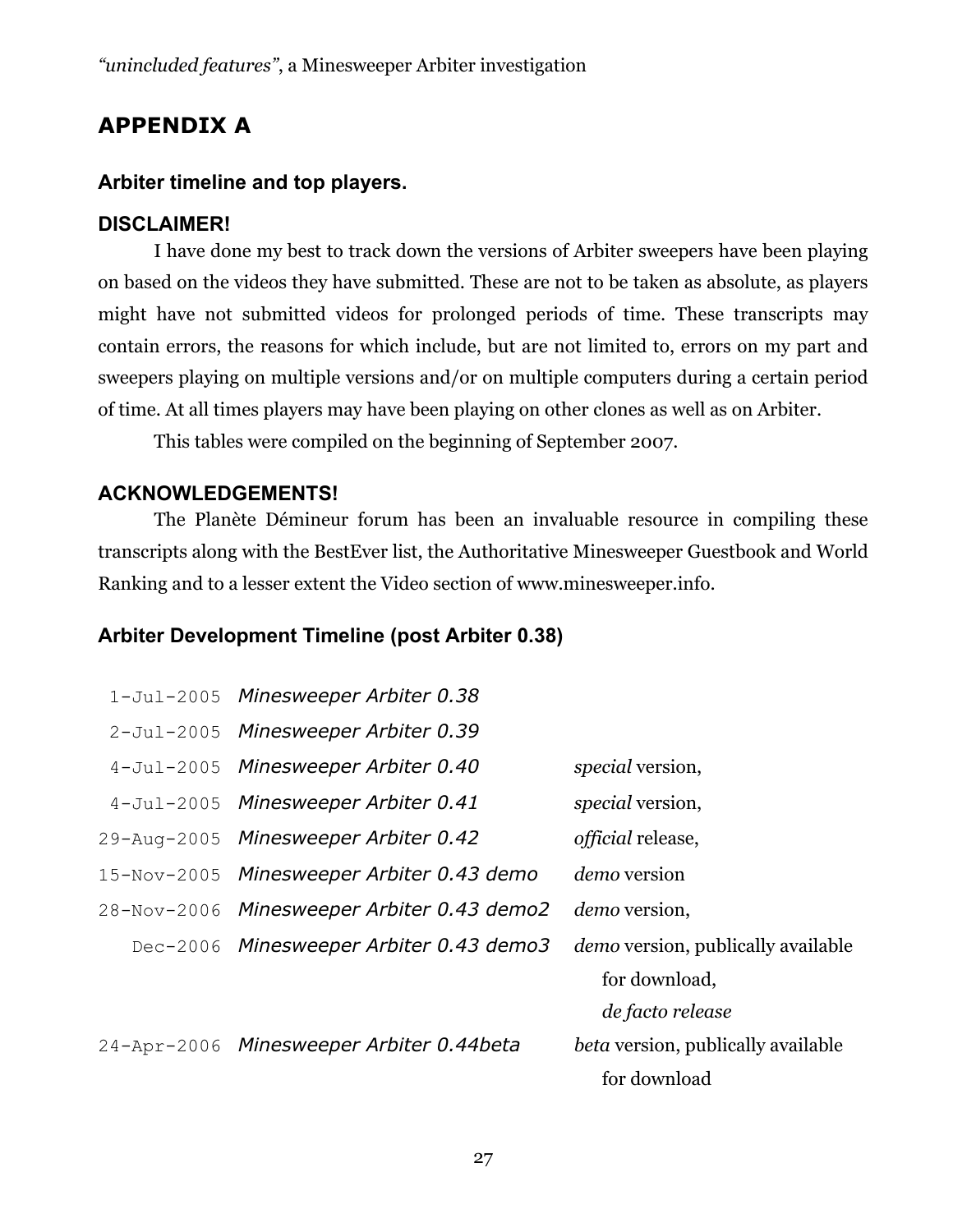## APPENDIX A

### Arbiter timeline and top players.

#### DISCLAIMER!

I have done my best to track down the versions of Arbiter sweepers have been playing on based on the videos they have submitted. These are not to be taken as absolute, as players might have not submitted videos for prolonged periods of time. These transcripts may contain errors, the reasons for which include, but are not limited to, errors on my part and sweepers playing on multiple versions and/or on multiple computers during a certain period of time. At all times players may have been playing on other clones as well as on Arbiter.

This tables were compiled on the beginning of September 2007.

#### ACKNOWLEDGEMENTS!

The Planète Démineur forum has been an invaluable resource in compiling these transcripts along with the BestEver list, the Authoritative Minesweeper Guestbook and World Ranking and to a lesser extent the Video section of www.minesweeper.info.

### Arbiter Development Timeline (post Arbiter 0.38)

| | | |
|---|---|---|
| 1-Jul-2005 | *Minesweeper Arbiter 0.38* | |
| 2-Jul-2005 | *Minesweeper Arbiter 0.39* | |
| 4-Jul-2005 | *Minesweeper Arbiter 0.40* | *special* version, |
| 4-Jul-2005 | *Minesweeper Arbiter 0.41* | *special* version, |
| 29-Aug-2005 | *Minesweeper Arbiter 0.42* | *official* release, |
| 15-Nov-2005 | *Minesweeper Arbiter 0.43 demo* | *demo* version |
| 28-Nov-2006 | *Minesweeper Arbiter 0.43 demo2* | *demo* version, |
| Dec-2006 | *Minesweeper Arbiter 0.43 demo3* | *demo* version, publically available for download, *de facto release* |
| 24-Apr-2006 | *Minesweeper Arbiter 0.44beta* | *beta* version, publically available for download |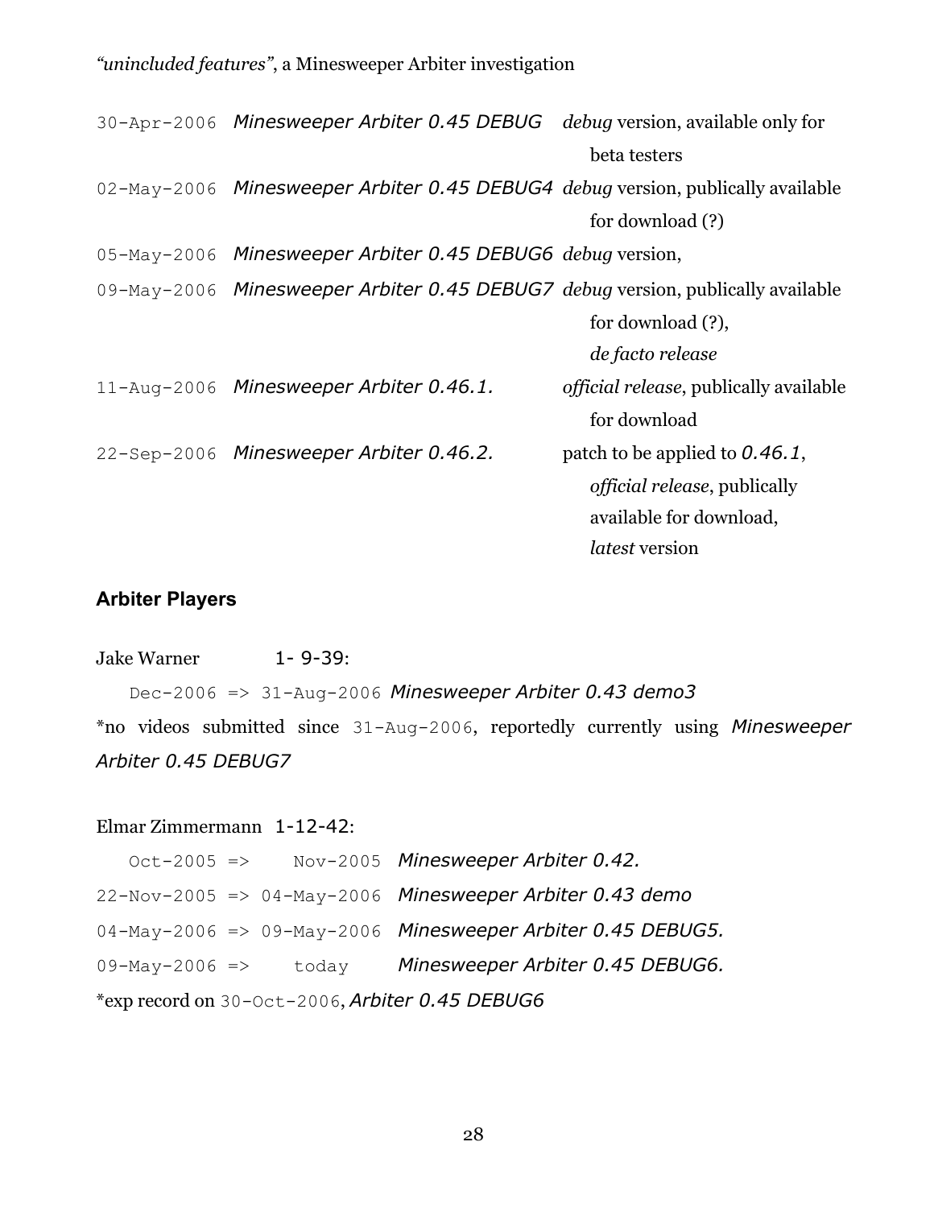| | | |
|---|---|---|
| 30-Apr-2006 | *Minesweeper Arbiter 0.45 DEBUG* | *debug* version, available only for beta testers |
| 02-May-2006 | *Minesweeper Arbiter 0.45 DEBUG4* | *debug* version, publically available for download (?) |
| 05-May-2006 | *Minesweeper Arbiter 0.45 DEBUG6* | *debug* version, |
| 09-May-2006 | *Minesweeper Arbiter 0.45 DEBUG7* | *debug* version, publically available for download (?), *de facto release* |
| 11-Aug-2006 | *Minesweeper Arbiter 0.46.1.* | *official release*, publically available for download |
| 22-Sep-2006 | *Minesweeper Arbiter 0.46.2.* | patch to be applied to *0.46.1*, *official release*, publically available for download, *latest* version |

### Arbiter Players

Jake Warner 1- 9-39:

Dec-2006 => 31-Aug-2006 *Minesweeper Arbiter 0.43 demo3*

*no videos submitted since 31-Aug-2006, reportedly currently using *Minesweeper Arbiter 0.45 DEBUG7*

Elmar Zimmermann 1-12-42:

| | | |
|---|---|---|
| Oct-2005 => | Nov-2005 | *Minesweeper Arbiter 0.42.* |
| 22-Nov-2005 => | 04-May-2006 | *Minesweeper Arbiter 0.43 demo* |
| 04-May-2006 => | 09-May-2006 | *Minesweeper Arbiter 0.45 DEBUG5.* |
| 09-May-2006 => | today | *Minesweeper Arbiter 0.45 DEBUG6.* |

*exp record on 30-Oct-2006, *Arbiter 0.45 DEBUG6*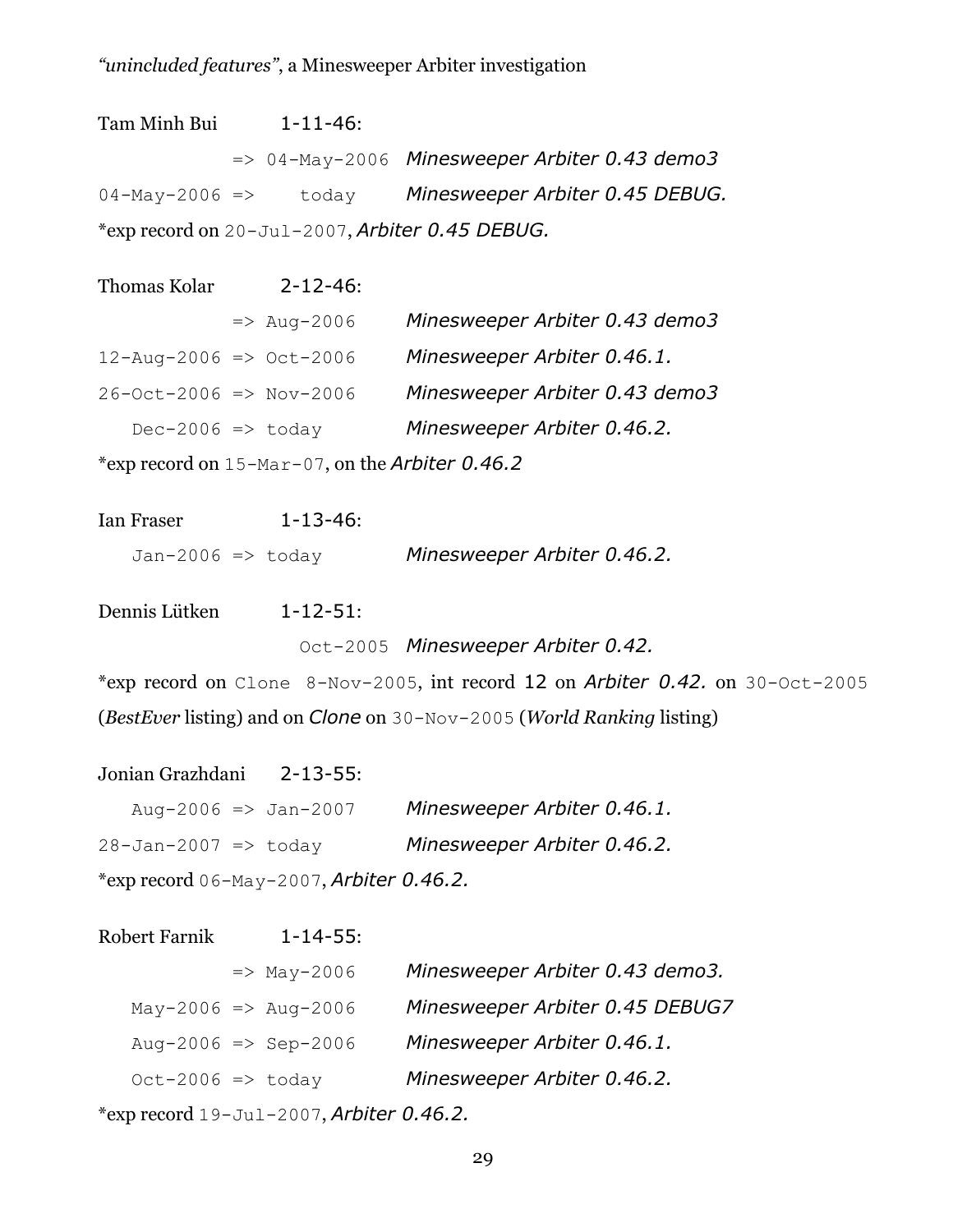Tam Minh Bui 1-11-46:

=> 04-May-2006 *Minesweeper Arbiter 0.43 demo3*

04-May-2006 => today *Minesweeper Arbiter 0.45 DEBUG.*

*exp record on 20-Jul-2007, *Arbiter 0.45 DEBUG.*

Thomas Kolar 2-12-46:

=> Aug-2006 *Minesweeper Arbiter 0.43 demo3*

12-Aug-2006 => Oct-2006 *Minesweeper Arbiter 0.46.1.*

26-Oct-2006 => Nov-2006 *Minesweeper Arbiter 0.43 demo3*

Dec-2006 => today *Minesweeper Arbiter 0.46.2.*

*exp record on 15-Mar-07, on the *Arbiter 0.46.2*

Ian Fraser 1-13-46:

Jan-2006 => today *Minesweeper Arbiter 0.46.2.*

Dennis Lütken 1-12-51:

Oct-2005 *Minesweeper Arbiter 0.42.*

*exp record on Clone 8-Nov-2005, int record 12 on *Arbiter 0.42.* on 30-Oct-2005 (*BestEver* listing) and on *Clone* on 30-Nov-2005 (*World Ranking* listing)

Jonian Grazhdani 2-13-55:

Aug-2006 => Jan-2007 *Minesweeper Arbiter 0.46.1.*

28-Jan-2007 => today *Minesweeper Arbiter 0.46.2.*

*exp record 06-May-2007, *Arbiter 0.46.2.*

Robert Farnik 1-14-55:

=> May-2006 *Minesweeper Arbiter 0.43 demo3.*

May-2006 => Aug-2006 *Minesweeper Arbiter 0.45 DEBUG7*

Aug-2006 => Sep-2006 *Minesweeper Arbiter 0.46.1.*

Oct-2006 => today *Minesweeper Arbiter 0.46.2.*

*exp record 19-Jul-2007, *Arbiter 0.46.2.*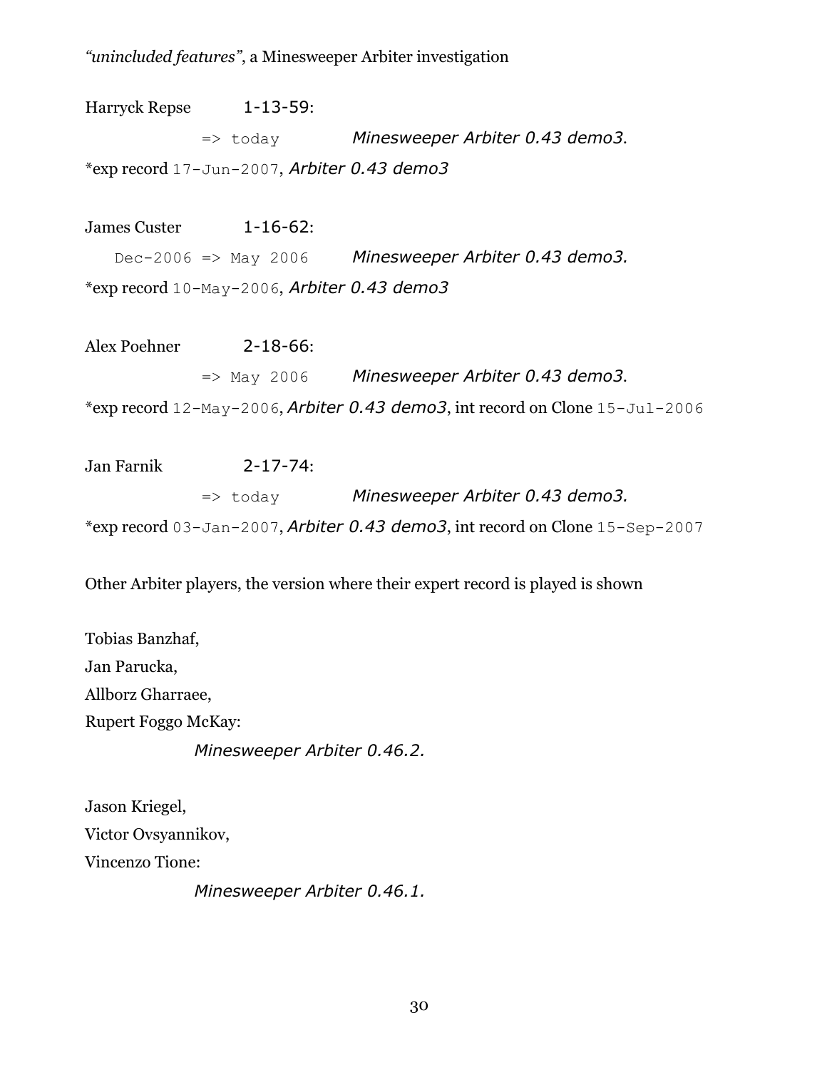*"unincluded features"*, a Minesweeper Arbiter investigation

Harryck Repse 1-13-59:

=> today *Minesweeper Arbiter 0.43 demo3*.

*exp record 17-Jun-2007, *Arbiter 0.43 demo3*

James Custer 1-16-62:

Dec-2006 => May 2006 *Minesweeper Arbiter 0.43 demo3.*

*exp record 10-May-2006, *Arbiter 0.43 demo3*

Alex Poehner 2-18-66:

=> May 2006 *Minesweeper Arbiter 0.43 demo3*.

*exp record 12-May-2006, *Arbiter 0.43 demo3*, int record on Clone 15-Jul-2006

Jan Farnik 2-17-74:

=> today *Minesweeper Arbiter 0.43 demo3.*

*exp record 03-Jan-2007, *Arbiter 0.43 demo3*, int record on Clone 15-Sep-2007

Other Arbiter players, the version where their expert record is played is shown

Tobias Banzhaf,
Jan Parucka,
Allborz Gharraee,
Rupert Foggo McKay:

*Minesweeper Arbiter 0.46.2.*

Jason Kriegel,
Victor Ovsyannikov,
Vincenzo Tione:

*Minesweeper Arbiter 0.46.1.*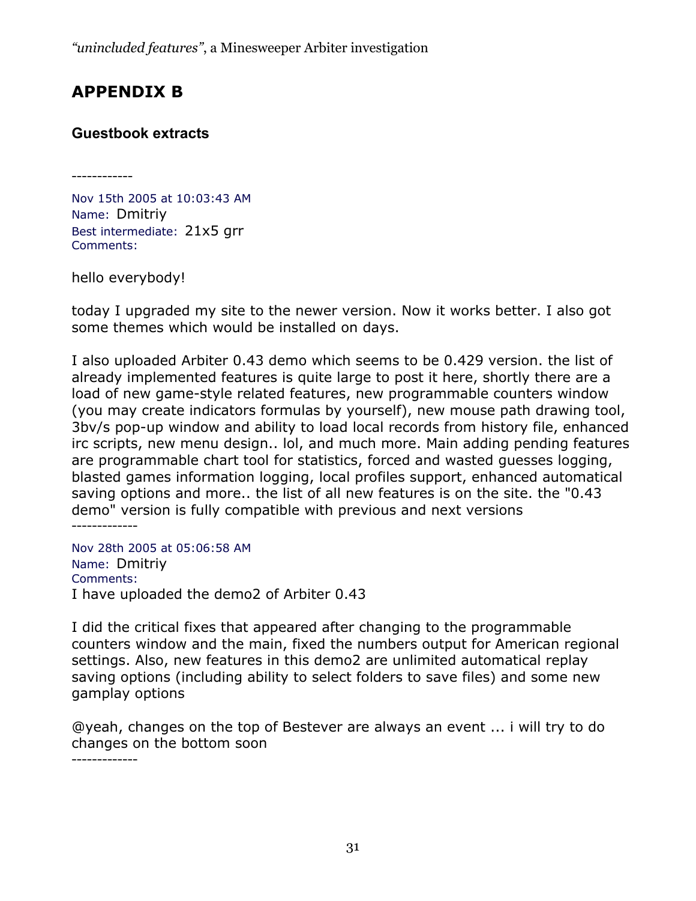# APPENDIX B

### Guestbook extracts

------------

Nov 15th 2005 at 10:03:43 AM
Name: Dmitriy
Best intermediate: 21x5 grr
Comments:

hello everybody!

today I upgraded my site to the newer version. Now it works better. I also got some themes which would be installed on days.

I also uploaded Arbiter 0.43 demo which seems to be 0.429 version. the list of already implemented features is quite large to post it here, shortly there are a load of new game-style related features, new programmable counters window (you may create indicators formulas by yourself), new mouse path drawing tool, 3bv/s pop-up window and ability to load local records from history file, enhanced irc scripts, new menu design.. lol, and much more. Main adding pending features are programmable chart tool for statistics, forced and wasted guesses logging, blasted games information logging, local profiles support, enhanced automatical saving options and more.. the list of all new features is on the site. the "0.43 demo" version is fully compatible with previous and next versions

-------------

Nov 28th 2005 at 05:06:58 AM
Name: Dmitriy
Comments:
I have uploaded the demo2 of Arbiter 0.43

I did the critical fixes that appeared after changing to the programmable counters window and the main, fixed the numbers output for American regional settings. Also, new features in this demo2 are unlimited automatical replay saving options (including ability to select folders to save files) and some new gamplay options

@yeah, changes on the top of Bestever are always an event ... i will try to do changes on the bottom soon

-------------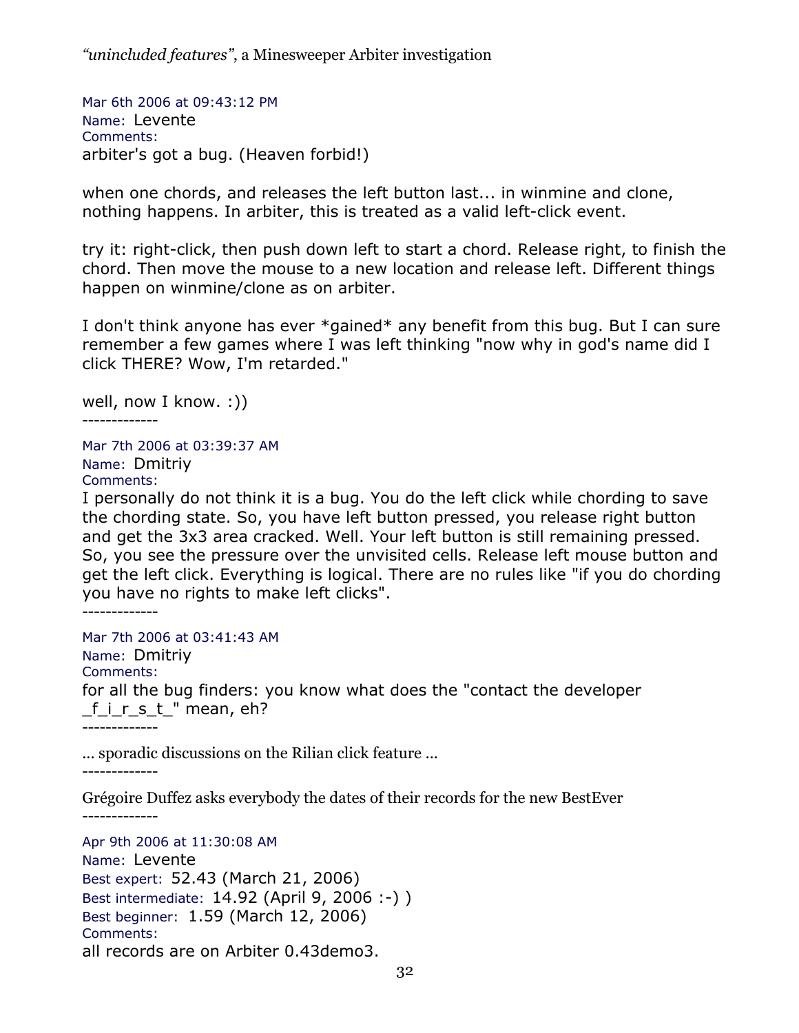Mar 6th 2006 at 09:43:12 PM
Name: Levente
Comments:
arbiter's got a bug. (Heaven forbid!)

when one chords, and releases the left button last... in winmine and clone, nothing happens. In arbiter, this is treated as a valid left-click event.

try it: right-click, then push down left to start a chord. Release right, to finish the chord. Then move the mouse to a new location and release left. Different things happen on winmine/clone as on arbiter.

I don't think anyone has ever *gained* any benefit from this bug. But I can sure remember a few games where I was left thinking "now why in god's name did I click THERE? Wow, I'm retarded."

well, now I know. :))

-------------

Mar 7th 2006 at 03:39:37 AM
Name: Dmitriy
Comments:
I personally do not think it is a bug. You do the left click while chording to save the chording state. So, you have left button pressed, you release right button and get the 3x3 area cracked. Well. Your left button is still remaining pressed. So, you see the pressure over the unvisited cells. Release left mouse button and get the left click. Everything is logical. There are no rules like "if you do chording you have no rights to make left clicks".

-------------

Mar 7th 2006 at 03:41:43 AM
Name: Dmitriy
Comments:
for all the bug finders: you know what does the "contact the developer _f_i_r_s_t_" mean, eh?

-------------

... sporadic discussions on the Rilian click feature ...

-------------

Grégoire Duffez asks everybody the dates of their records for the new BestEver

-------------

Apr 9th 2006 at 11:30:08 AM
Name: Levente
Best expert: 52.43 (March 21, 2006)
Best intermediate: 14.92 (April 9, 2006 :-) )
Best beginner: 1.59 (March 12, 2006)
Comments:
all records are on Arbiter 0.43demo3.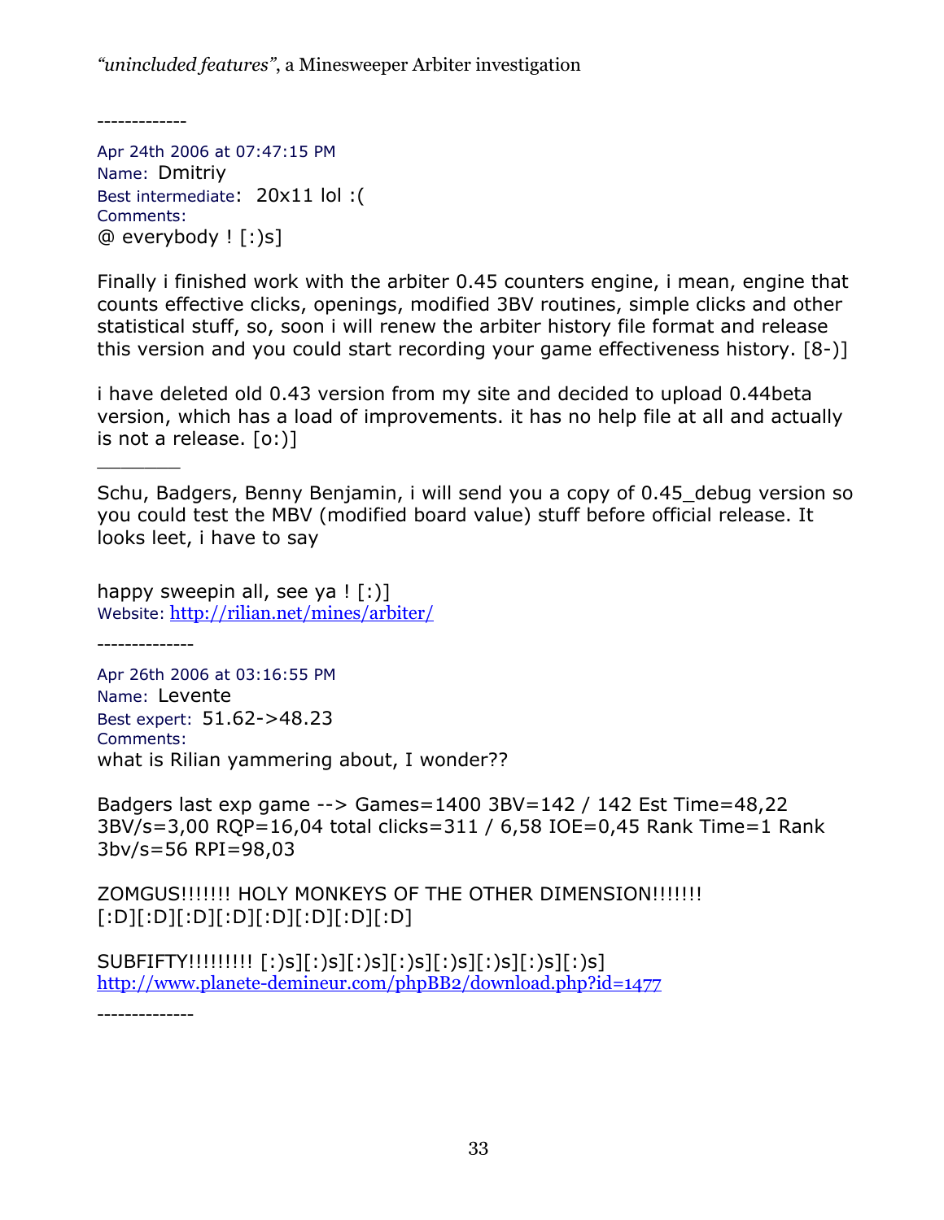-------------

Apr 24th 2006 at 07:47:15 PM
Name: Dmitriy
Best intermediate: 20x11 lol :(
Comments:
@ everybody ! [:)s]

Finally i finished work with the arbiter 0.45 counters engine, i mean, engine that counts effective clicks, openings, modified 3BV routines, simple clicks and other statistical stuff, so, soon i will renew the arbiter history file format and release this version and you could start recording your game effectiveness history. [8-)]

i have deleted old 0.43 version from my site and decided to upload 0.44beta version, which has a load of improvements. it has no help file at all and actually is not a release. [o:)]

________

Schu, Badgers, Benny Benjamin, i will send you a copy of 0.45_debug version so you could test the MBV (modified board value) stuff before official release. It looks leet, i have to say

happy sweepin all, see ya ! [:)]
Website: http://rilian.net/mines/arbiter/

--------------

Apr 26th 2006 at 03:16:55 PM
Name: Levente
Best expert: 51.62->48.23
Comments:
what is Rilian yammering about, I wonder??

Badgers last exp game --> Games=1400 3BV=142 / 142 Est Time=48,22 3BV/s=3,00 RQP=16,04 total clicks=311 / 6,58 IOE=0,45 Rank Time=1 Rank 3bv/s=56 RPI=98,03

ZOMGUS!!!!!!! HOLY MONKEYS OF THE OTHER DIMENSION!!!!!!! [:D][:D][:D][:D][:D][:D][:D][:D]

SUBFIFTY!!!!!!!!! [:)s][:)s][:)s][:)s][:)s][:)s][:)s][:)s]
http://www.planete-demineur.com/phpBB2/download.php?id=1477

--------------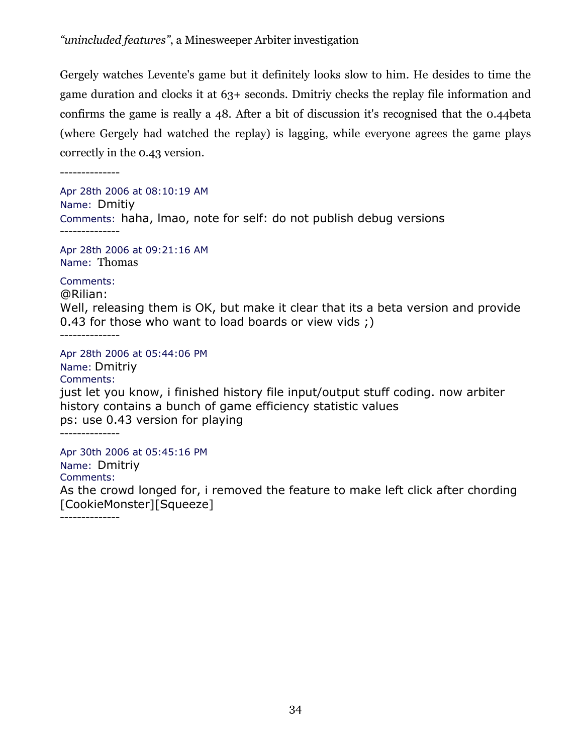Gergely watches Levente's game but it definitely looks slow to him. He desides to time the game duration and clocks it at 63+ seconds. Dmitriy checks the replay file information and confirms the game is really a 48. After a bit of discussion it's recognised that the 0.44beta (where Gergely had watched the replay) is lagging, while everyone agrees the game plays correctly in the 0.43 version.

--------------

Apr 28th 2006 at 08:10:19 AM
Name: Dmitiy
Comments: haha, lmao, note for self: do not publish debug versions

--------------

Apr 28th 2006 at 09:21:16 AM
Name: Thomas
Comments:
@Rilian:
Well, releasing them is OK, but make it clear that its a beta version and provide 0.43 for those who want to load boards or view vids ;)

--------------

Apr 28th 2006 at 05:44:06 PM
Name: Dmitriy
Comments:
just let you know, i finished history file input/output stuff coding. now arbiter history contains a bunch of game efficiency statistic values
ps: use 0.43 version for playing

--------------

Apr 30th 2006 at 05:45:16 PM
Name: Dmitriy
Comments:
As the crowd longed for, i removed the feature to make left click after chording [CookieMonster][Squeeze]

--------------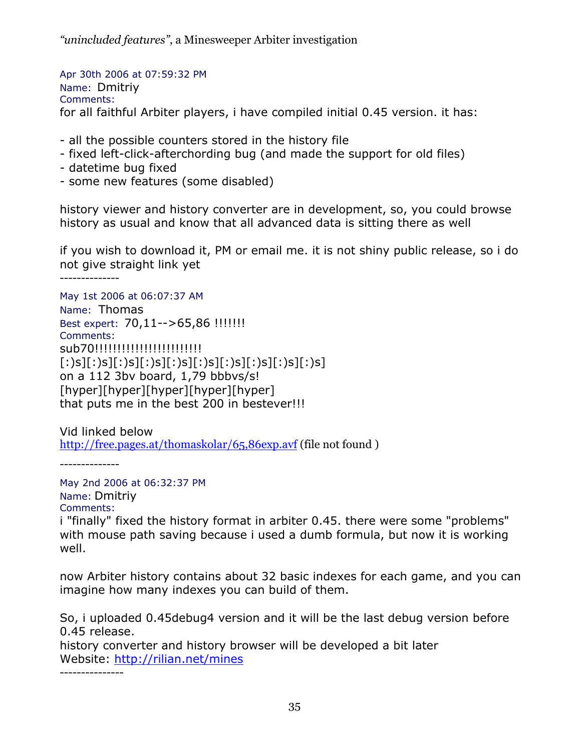Apr 30th 2006 at 07:59:32 PM
Name: Dmitriy
Comments:
for all faithful Arbiter players, i have compiled initial 0.45 version. it has:

- all the possible counters stored in the history file
- fixed left-click-afterchording bug (and made the support for old files)
- datetime bug fixed
- some new features (some disabled)

history viewer and history converter are in development, so, you could browse history as usual and know that all advanced data is sitting there as well

if you wish to download it, PM or email me. it is not shiny public release, so i do not give straight link yet

--------------

May 1st 2006 at 06:07:37 AM
Name: Thomas
Best expert: 70,11-->65,86 !!!!!!!
Comments:
sub70!!!!!!!!!!!!!!!!!!!!!!!!
[:)s][:)s][:)s][:)s][:)s][:)s][:)s][:)s][:)s][:)s]
on a 112 3bv board, 1,79 bbbvs/s!
[hyper][hyper][hyper][hyper][hyper]
that puts me in the best 200 in bestever!!!

Vid linked below
http://free.pages.at/thomaskolar/65,86exp.avf (file not found )

--------------

May 2nd 2006 at 06:32:37 PM
Name: Dmitriy
Comments:
i "finally" fixed the history format in arbiter 0.45. there were some "problems" with mouse path saving because i used a dumb formula, but now it is working well.

now Arbiter history contains about 32 basic indexes for each game, and you can imagine how many indexes you can build of them.

So, i uploaded 0.45debug4 version and it will be the last debug version before 0.45 release.
history converter and history browser will be developed a bit later
Website: http://rilian.net/mines

---------------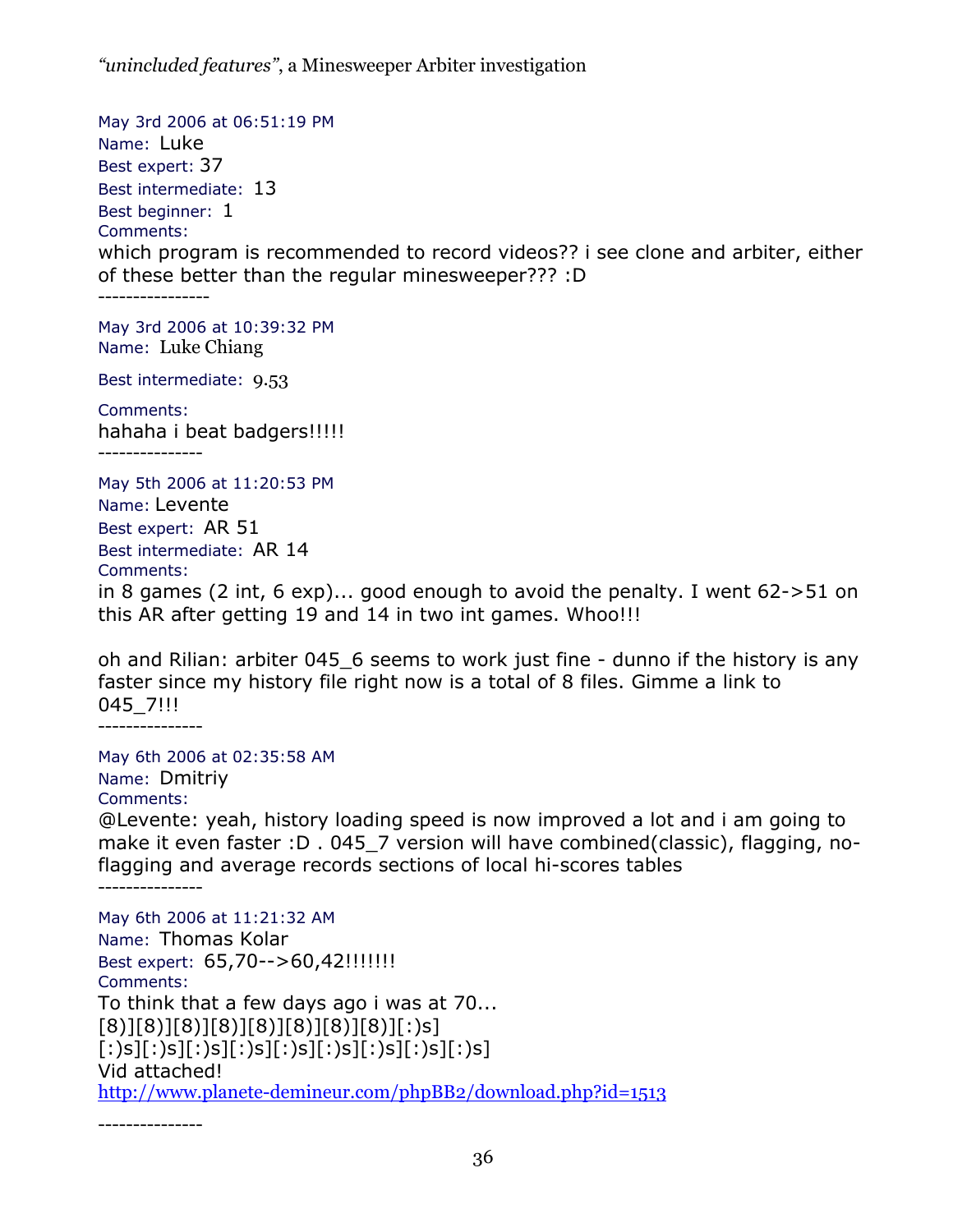May 3rd 2006 at 06:51:19 PM
Name: Luke
Best expert: 37
Best intermediate: 13
Best beginner: 1
Comments:
which program is recommended to record videos?? i see clone and arbiter, either of these better than the regular minesweeper??? :D
----------------

May 3rd 2006 at 10:39:32 PM
Name: Luke Chiang
Best intermediate: 9.53
Comments:
hahaha i beat badgers!!!!!
---------------

May 5th 2006 at 11:20:53 PM
Name: Levente
Best expert: AR 51
Best intermediate: AR 14
Comments:
in 8 games (2 int, 6 exp)... good enough to avoid the penalty. I went 62->51 on this AR after getting 19 and 14 in two int games. Whoo!!!

oh and Rilian: arbiter 045_6 seems to work just fine - dunno if the history is any faster since my history file right now is a total of 8 files. Gimme a link to 045_7!!!
---------------

May 6th 2006 at 02:35:58 AM
Name: Dmitriy
Comments:
@Levente: yeah, history loading speed is now improved a lot and i am going to make it even faster :D . 045_7 version will have combined(classic), flagging, no-flagging and average records sections of local hi-scores tables
---------------

May 6th 2006 at 11:21:32 AM
Name: Thomas Kolar
Best expert: 65,70-->60,42!!!!!!!
Comments:
To think that a few days ago i was at 70...
[8)][8)][8)][8)][8)][8)][8)][8)][:)s]
[:)s][:)s][:)s][:)s][:)s][:)s][:)s][:)s][:)s]
Vid attached!
http://www.planete-demineur.com/phpBB2/download.php?id=1513
---------------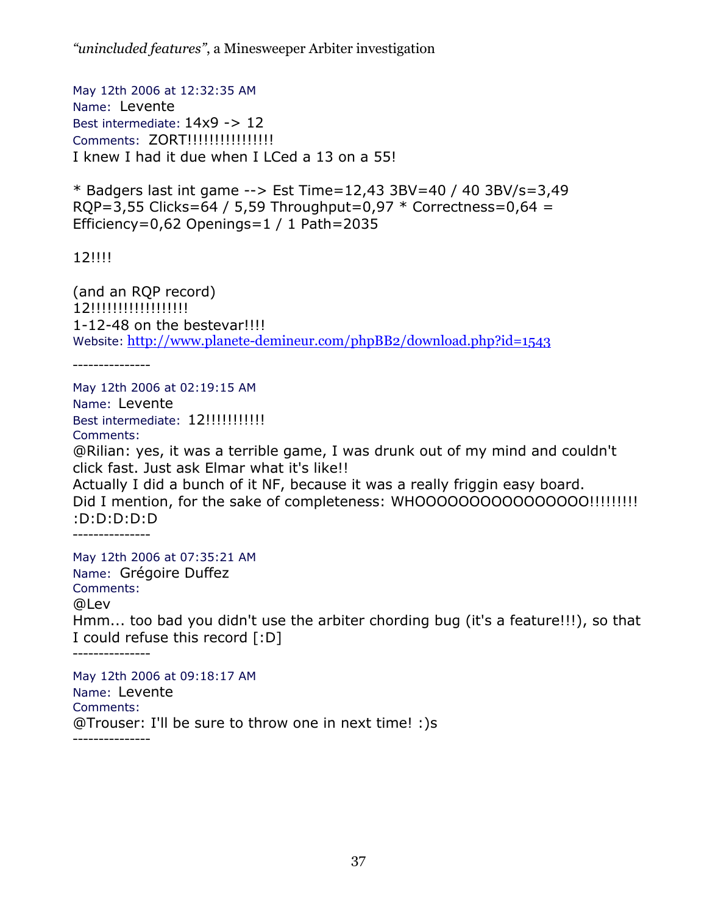May 12th 2006 at 12:32:35 AM
Name: Levente
Best intermediate: 14x9 -> 12
Comments: ZORT!!!!!!!!!!!!!!!!
I knew I had it due when I LCed a 13 on a 55!

* Badgers last int game --> Est Time=12,43 3BV=40 / 40 3BV/s=3,49 RQP=3,55 Clicks=64 / 5,59 Throughput=0,97 * Correctness=0,64 = Efficiency=0,62 Openings=1 / 1 Path=2035

12!!!!

(and an RQP record)
12!!!!!!!!!!!!!!!!!!
1-12-48 on the bestevar!!!!
Website: http://www.planete-demineur.com/phpBB2/download.php?id=1543

---------------

May 12th 2006 at 02:19:15 AM
Name: Levente
Best intermediate: 12!!!!!!!!!!!
Comments:
@Rilian: yes, it was a terrible game, I was drunk out of my mind and couldn't click fast. Just ask Elmar what it's like!!
Actually I did a bunch of it NF, because it was a really friggin easy board.
Did I mention, for the sake of completeness: WHOOOOOOOOOOOOOOOO!!!!!!!!!
:D:D:D:D:D

---------------

May 12th 2006 at 07:35:21 AM
Name: Grégoire Duffez
Comments:
@Lev
Hmm... too bad you didn't use the arbiter chording bug (it's a feature!!!), so that I could refuse this record [:D]

---------------

May 12th 2006 at 09:18:17 AM
Name: Levente
Comments:
@Trouser: I'll be sure to throw one in next time! :)s

---------------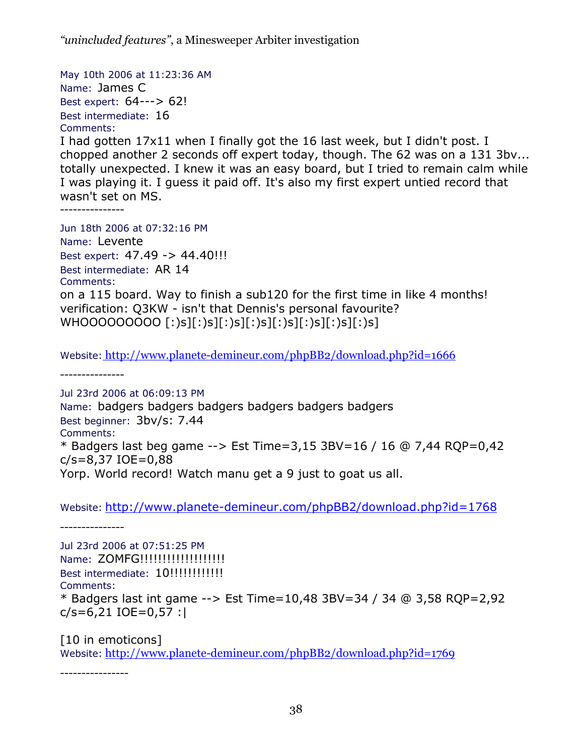May 10th 2006 at 11:23:36 AM
Name: James C
Best expert: 64---> 62!
Best intermediate: 16
Comments:
I had gotten 17x11 when I finally got the 16 last week, but I didn't post. I chopped another 2 seconds off expert today, though. The 62 was on a 131 3bv... totally unexpected. I knew it was an easy board, but I tried to remain calm while I was playing it. I guess it paid off. It's also my first expert untied record that wasn't set on MS.
---------------

Jun 18th 2006 at 07:32:16 PM
Name: Levente
Best expert: 47.49 -> 44.40!!!
Best intermediate: AR 14
Comments:
on a 115 board. Way to finish a sub120 for the first time in like 4 months!
verification: Q3KW - isn't that Dennis's personal favourite?
WHOOOOOOOOO [:)s][:)s][:)s][:)s][:)s][:)s][:)s][:)s]

Website: http://www.planete-demineur.com/phpBB2/download.php?id=1666

---------------

Jul 23rd 2006 at 06:09:13 PM
Name: badgers badgers badgers badgers badgers badgers
Best beginner: 3bv/s: 7.44
Comments:
* Badgers last beg game --> Est Time=3,15 3BV=16 / 16 @ 7,44 RQP=0,42 c/s=8,37 IOE=0,88
Yorp. World record! Watch manu get a 9 just to goat us all.

Website: http://www.planete-demineur.com/phpBB2/download.php?id=1768

---------------

Jul 23rd 2006 at 07:51:25 PM
Name: ZOMFG!!!!!!!!!!!!!!!!!!
Best intermediate: 10!!!!!!!!!!!!
Comments:
* Badgers last int game --> Est Time=10,48 3BV=34 / 34 @ 3,58 RQP=2,92 c/s=6,21 IOE=0,57 :|

[10 in emoticons]
Website: http://www.planete-demineur.com/phpBB2/download.php?id=1769

----------------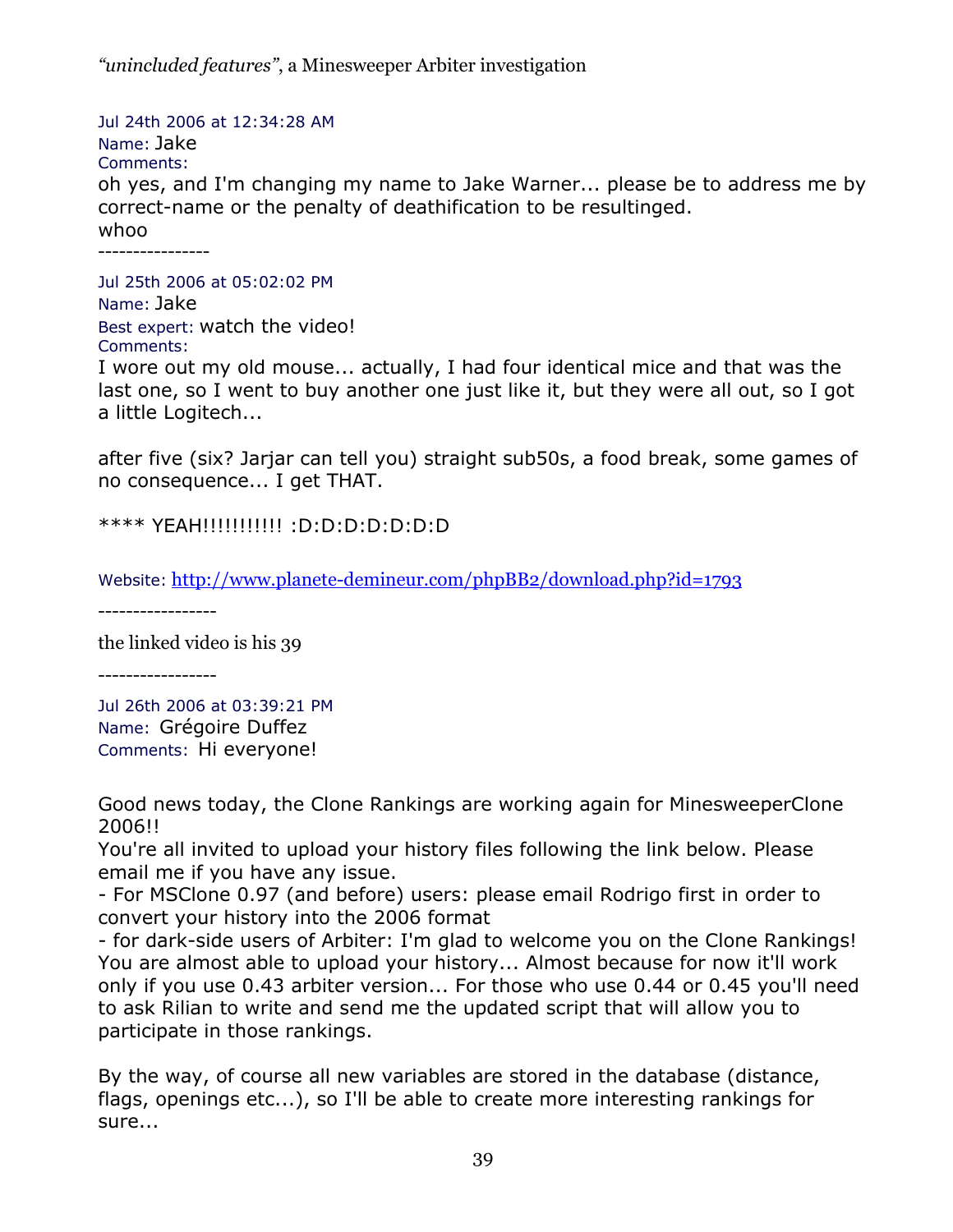Jul 24th 2006 at 12:34:28 AM
Name: Jake
Comments:
oh yes, and I'm changing my name to Jake Warner... please be to address me by correct-name or the penalty of deathification to be resultinged.
whoo

----------------

Jul 25th 2006 at 05:02:02 PM
Name: Jake
Best expert: watch the video!
Comments:
I wore out my old mouse... actually, I had four identical mice and that was the last one, so I went to buy another one just like it, but they were all out, so I got a little Logitech...

after five (six? Jarjar can tell you) straight sub50s, a food break, some games of no consequence... I get THAT.

**** YEAH!!!!!!!!!!! :D:D:D:D:D:D:D

Website: http://www.planete-demineur.com/phpBB2/download.php?id=1793

-----------------

the linked video is his 39

-----------------

Jul 26th 2006 at 03:39:21 PM
Name: Grégoire Duffez
Comments: Hi everyone!

Good news today, the Clone Rankings are working again for MinesweeperClone 2006!!
You're all invited to upload your history files following the link below. Please email me if you have any issue.
- For MSClone 0.97 (and before) users: please email Rodrigo first in order to convert your history into the 2006 format
- for dark-side users of Arbiter: I'm glad to welcome you on the Clone Rankings! You are almost able to upload your history... Almost because for now it'll work only if you use 0.43 arbiter version... For those who use 0.44 or 0.45 you'll need to ask Rilian to write and send me the updated script that will allow you to participate in those rankings.

By the way, of course all new variables are stored in the database (distance, flags, openings etc...), so I'll be able to create more interesting rankings for sure...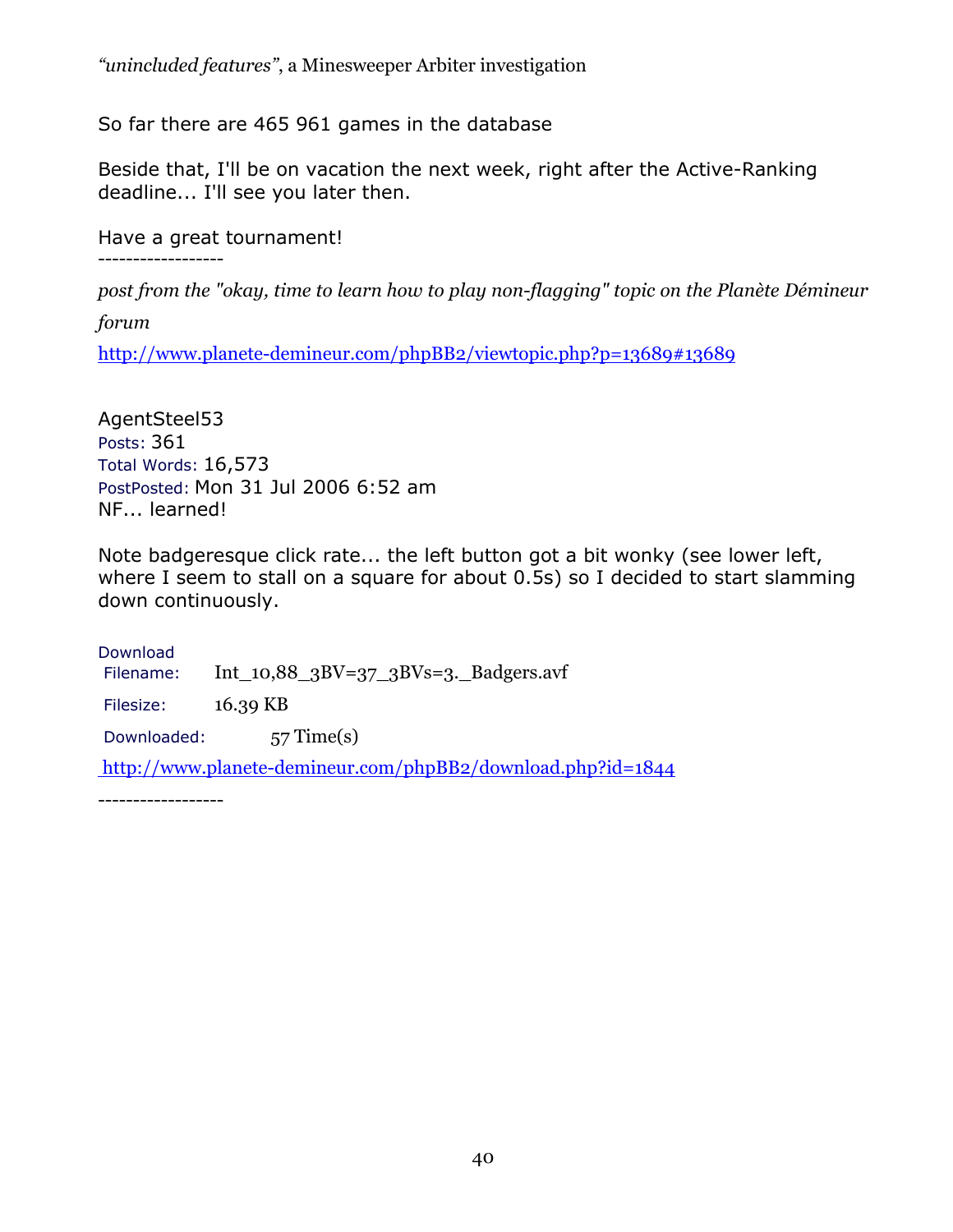So far there are 465 961 games in the database

Beside that, I'll be on vacation the next week, right after the Active-Ranking deadline... I'll see you later then.

Have a great tournament!

------------------

*post from the "okay, time to learn how to play non-flagging" topic on the Planète Démineur forum*

http://www.planete-demineur.com/phpBB2/viewtopic.php?p=13689#13689

AgentSteel53  
Posts: 361  
Total Words: 16,573  
PostPosted: Mon 31 Jul 2006 6:52 am  
NF... learned!

Note badgeresque click rate... the left button got a bit wonky (see lower left, where I seem to stall on a square for about 0.5s) so I decided to start slamming down continuously.

Download

| | |
|---|---|
| Filename: | Int_10,88_3BV=37_3BVs=3._Badgers.avf |
| Filesize: | 16.39 KB |
| Downloaded: | 57 Time(s) |

http://www.planete-demineur.com/phpBB2/download.php?id=1844

------------------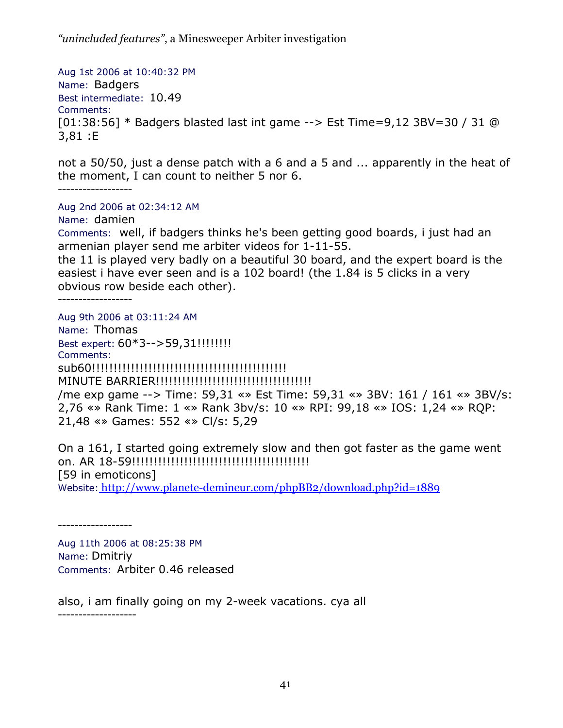Aug 1st 2006 at 10:40:32 PM
Name: Badgers
Best intermediate: 10.49
Comments:
[01:38:56] * Badgers blasted last int game --> Est Time=9,12 3BV=30 / 31 @ 3,81 :E

not a 50/50, just a dense patch with a 6 and a 5 and ... apparently in the heat of the moment, I can count to neither 5 nor 6.

------------------

Aug 2nd 2006 at 02:34:12 AM
Name: damien
Comments: well, if badgers thinks he's been getting good boards, i just had an armenian player send me arbiter videos for 1-11-55.
the 11 is played very badly on a beautiful 30 board, and the expert board is the easiest i have ever seen and is a 102 board! (the 1.84 is 5 clicks in a very obvious row beside each other).

------------------

Aug 9th 2006 at 03:11:24 AM
Name: Thomas
Best expert: 60*3-->59,31!!!!!!!!
Comments:
sub60!!!!!!!!!!!!!!!!!!!!!!!!!!!!!!!!!!!!!!!!!!!!!!!
MINUTE BARRIER!!!!!!!!!!!!!!!!!!!!!!!!!!!!!!!!!!!!!!
/me exp game --> Time: 59,31 «» Est Time: 59,31 «» 3BV: 161 / 161 «» 3BV/s: 2,76 «» Rank Time: 1 «» Rank 3bv/s: 10 «» RPI: 99,18 «» IOS: 1,24 «» RQP: 21,48 «» Games: 552 «» Cl/s: 5,29

On a 161, I started going extremely slow and then got faster as the game went on. AR 18-59!!!!!!!!!!!!!!!!!!!!!!!!!!!!!!!!!!!!!!!!!!!
[59 in emoticons]
Website: http://www.planete-demineur.com/phpBB2/download.php?id=1889

------------------

Aug 11th 2006 at 08:25:38 PM
Name: Dmitriy
Comments: Arbiter 0.46 released

also, i am finally going on my 2-week vacations. cya all

-------------------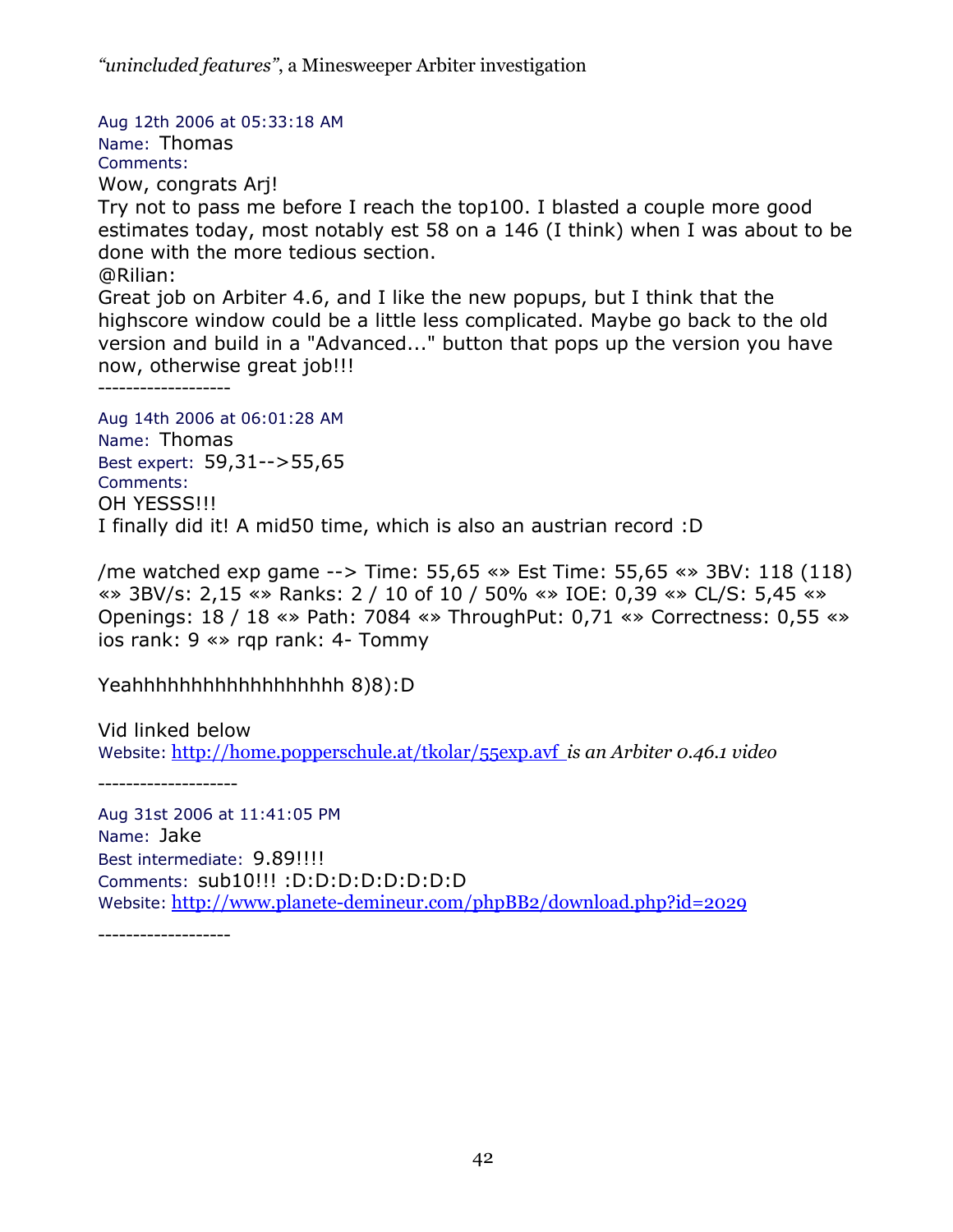Aug 12th 2006 at 05:33:18 AM
Name: Thomas
Comments:
Wow, congrats Arj!
Try not to pass me before I reach the top100. I blasted a couple more good estimates today, most notably est 58 on a 146 (I think) when I was about to be done with the more tedious section.
@Rilian:
Great job on Arbiter 4.6, and I like the new popups, but I think that the highscore window could be a little less complicated. Maybe go back to the old version and build in a "Advanced..." button that pops up the version you have now, otherwise great job!!!
-------------------

Aug 14th 2006 at 06:01:28 AM
Name: Thomas
Best expert: 59,31-->55,65
Comments:
OH YESSS!!!
I finally did it! A mid50 time, which is also an austrian record :D

/me watched exp game --> Time: 55,65 «» Est Time: 55,65 «» 3BV: 118 (118) «» 3BV/s: 2,15 «» Ranks: 2 / 10 of 10 / 50% «» IOE: 0,39 «» CL/S: 5,45 «» Openings: 18 / 18 «» Path: 7084 «» ThroughPut: 0,71 «» Correctness: 0,55 «» ios rank: 9 «» rqp rank: 4- Tommy

Yeahhhhhhhhhhhhhhhhh 8)8):D

Vid linked below
Website: http://home.popperschule.at/tkolar/55exp.avf *is an Arbiter 0.46.1 video*

--------------------

Aug 31st 2006 at 11:41:05 PM
Name: Jake
Best intermediate: 9.89!!!!
Comments: sub10!!! :D:D:D:D:D:D:D:D
Website: http://www.planete-demineur.com/phpBB2/download.php?id=2029

-------------------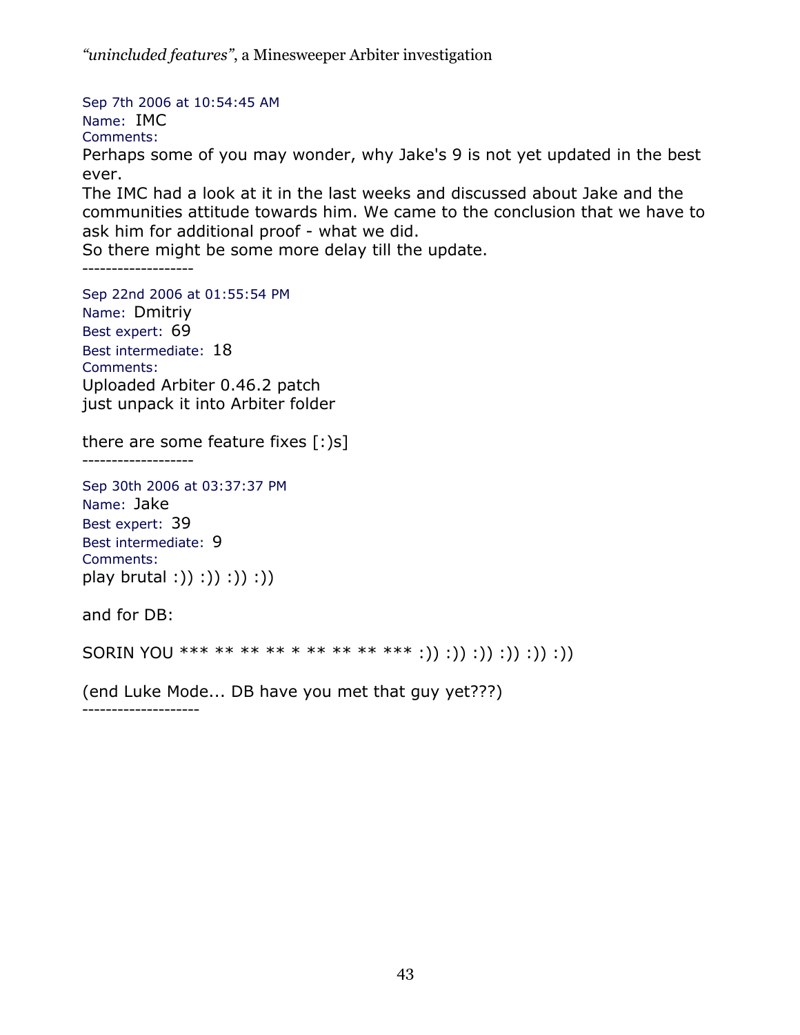Sep 7th 2006 at 10:54:45 AM
Name: IMC
Comments:
Perhaps some of you may wonder, why Jake's 9 is not yet updated in the best ever.
The IMC had a look at it in the last weeks and discussed about Jake and the communities attitude towards him. We came to the conclusion that we have to ask him for additional proof - what we did.
So there might be some more delay till the update.
-------------------

Sep 22nd 2006 at 01:55:54 PM
Name: Dmitriy
Best expert: 69
Best intermediate: 18
Comments:
Uploaded Arbiter 0.46.2 patch
just unpack it into Arbiter folder

there are some feature fixes [:)s]
-------------------

Sep 30th 2006 at 03:37:37 PM
Name: Jake
Best expert: 39
Best intermediate: 9
Comments:
play brutal :)) :)) :)) :))

and for DB:

SORIN YOU *** ** ** ** * ** ** ** *** :)) :)) :)) :)) :)) :))

(end Luke Mode... DB have you met that guy yet???)
--------------------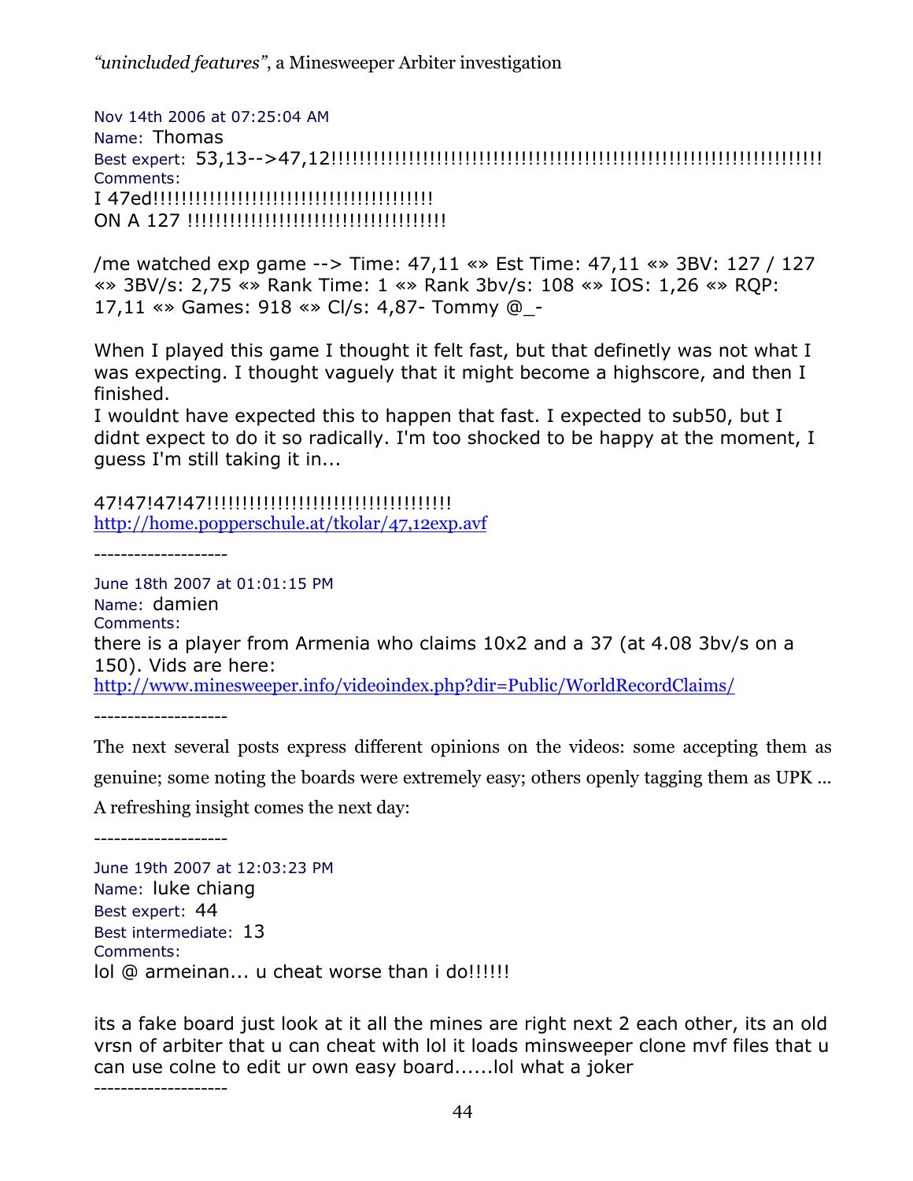Nov 14th 2006 at 07:25:04 AM
Name: Thomas
Best expert: 53,13-->47,12!!!!!!!!!!!!!!!!!!!!!!!!!!!!!!!!!!!!!!!!!!!!!!!!!!!!!!!!!!!!!!!!!!!!!!
Comments:
I 47ed!!!!!!!!!!!!!!!!!!!!!!!!!!!!!!!!!!!!!!!!!!
ON A 127 !!!!!!!!!!!!!!!!!!!!!!!!!!!!!!!!!!!!!!

/me watched exp game --> Time: 47,11 «» Est Time: 47,11 «» 3BV: 127 / 127 «» 3BV/s: 2,75 «» Rank Time: 1 «» Rank 3bv/s: 108 «» IOS: 1,26 «» RQP: 17,11 «» Games: 918 «» Cl/s: 4,87- Tommy @_-

When I played this game I thought it felt fast, but that definetly was not what I was expecting. I thought vaguely that it might become a highscore, and then I finished.
I wouldnt have expected this to happen that fast. I expected to sub50, but I didnt expect to do it so radically. I'm too shocked to be happy at the moment, I guess I'm still taking it in...

47!47!47!47!!!!!!!!!!!!!!!!!!!!!!!!!!!!!!!!!!!!
http://home.popperschule.at/tkolar/47,12exp.avf

--------------------

June 18th 2007 at 01:01:15 PM
Name: damien
Comments:
there is a player from Armenia who claims 10x2 and a 37 (at 4.08 3bv/s on a 150). Vids are here:
http://www.minesweeper.info/videoindex.php?dir=Public/WorldRecordClaims/

--------------------

The next several posts express different opinions on the videos: some accepting them as genuine; some noting the boards were extremely easy; others openly tagging them as UPK ... A refreshing insight comes the next day:

--------------------

June 19th 2007 at 12:03:23 PM
Name: luke chiang
Best expert: 44
Best intermediate: 13
Comments:
lol @ armeinan... u cheat worse than i do!!!!!!

its a fake board just look at it all the mines are right next 2 each other, its an old vrsn of arbiter that u can cheat with lol it loads minsweeper clone mvf files that u can use colne to edit ur own easy board......lol what a joker

--------------------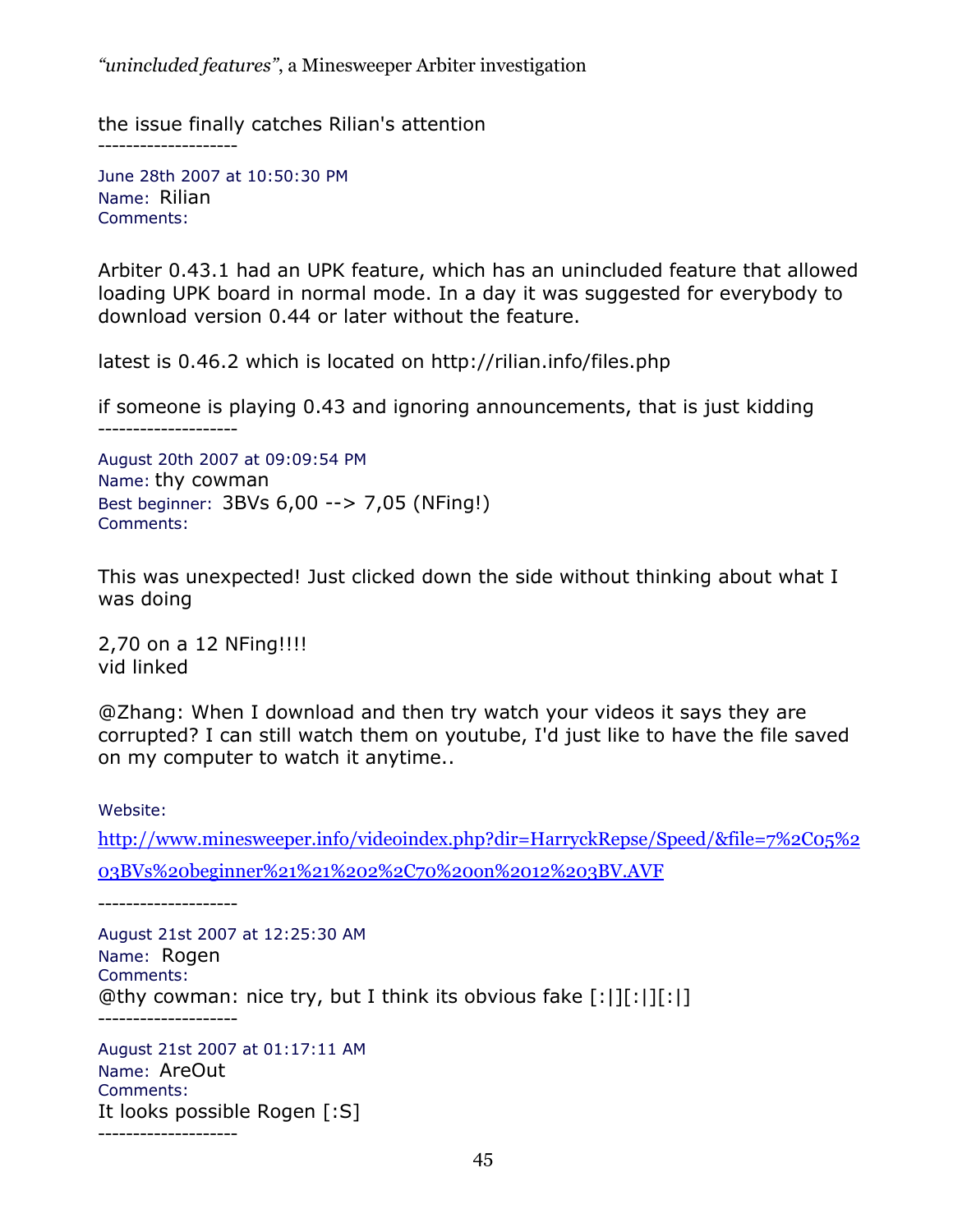the issue finally catches Rilian's attention

--------------------

June 28th 2007 at 10:50:30 PM
Name: Rilian
Comments:

Arbiter 0.43.1 had an UPK feature, which has an unincluded feature that allowed loading UPK board in normal mode. In a day it was suggested for everybody to download version 0.44 or later without the feature.

latest is 0.46.2 which is located on http://rilian.info/files.php

if someone is playing 0.43 and ignoring announcements, that is just kidding

--------------------

August 20th 2007 at 09:09:54 PM
Name: thy cowman
Best beginner: 3BVs 6,00 --> 7,05 (NFing!)
Comments:

This was unexpected! Just clicked down the side without thinking about what I was doing

2,70 on a 12 NFing!!!!
vid linked

@Zhang: When I download and then try watch your videos it says they are corrupted? I can still watch them on youtube, I'd just like to have the file saved on my computer to watch it anytime..

Website:

[http://www.minesweeper.info/videoindex.php?dir=HarryckRepse/Speed/&file=7%2C05%203BVs%20beginner%21%21%202%2C70%20on%2012%203BV.AVF](http://www.minesweeper.info/videoindex.php?dir=HarryckRepse/Speed/&file=7%2C05%203BVs%20beginner%21%21%202%2C70%20on%2012%203BV.AVF)

--------------------

August 21st 2007 at 12:25:30 AM
Name: Rogen
Comments:
@thy cowman: nice try, but I think its obvious fake [:|][:|][:|]

--------------------

August 21st 2007 at 01:17:11 AM
Name: AreOut
Comments:
It looks possible Rogen [:S]

--------------------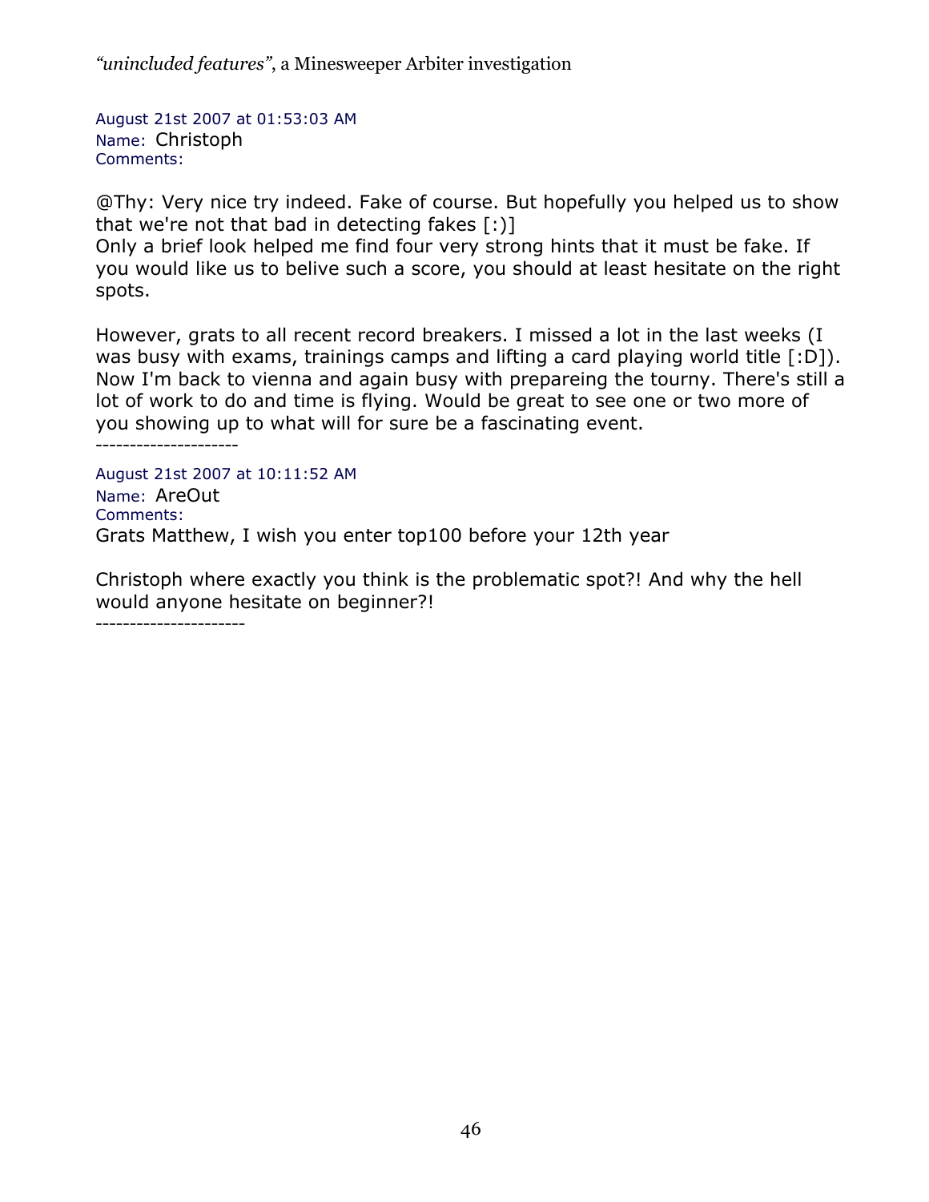August 21st 2007 at 01:53:03 AM
Name: Christoph
Comments:

@Thy: Very nice try indeed. Fake of course. But hopefully you helped us to show that we're not that bad in detecting fakes [:)]
Only a brief look helped me find four very strong hints that it must be fake. If you would like us to belive such a score, you should at least hesitate on the right spots.

However, grats to all recent record breakers. I missed a lot in the last weeks (I was busy with exams, trainings camps and lifting a card playing world title [:D]). Now I'm back to vienna and again busy with prepareing the tourny. There's still a lot of work to do and time is flying. Would be great to see one or two more of you showing up to what will for sure be a fascinating event.
---------------------

August 21st 2007 at 10:11:52 AM
Name: AreOut
Comments:
Grats Matthew, I wish you enter top100 before your 12th year

Christoph where exactly you think is the problematic spot?! And why the hell would anyone hesitate on beginner?!
----------------------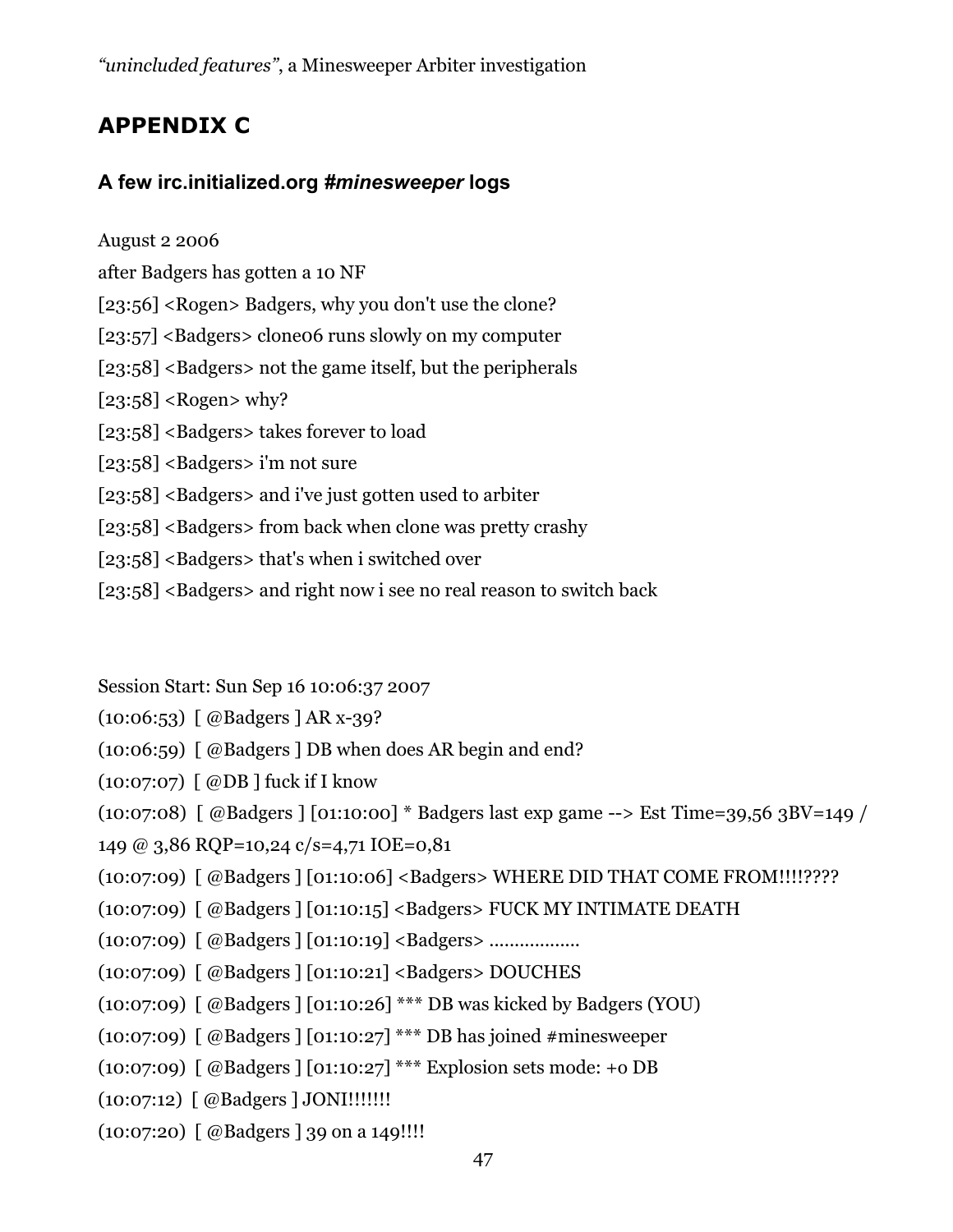## APPENDIX C

### A few irc.initialized.org *#minesweeper* logs

August 2 2006

after Badgers has gotten a 10 NF

[23:56] <Rogen> Badgers, why you don't use the clone?

[23:57] <Badgers> clone06 runs slowly on my computer

[23:58] <Badgers> not the game itself, but the peripherals

[23:58] <Rogen> why?

[23:58] <Badgers> takes forever to load

[23:58] <Badgers> i'm not sure

[23:58] <Badgers> and i've just gotten used to arbiter

[23:58] <Badgers> from back when clone was pretty crashy

[23:58] <Badgers> that's when i switched over

[23:58] <Badgers> and right now i see no real reason to switch back

Session Start: Sun Sep 16 10:06:37 2007

(10:06:53) [ @Badgers ] AR x-39?

(10:06:59) [ @Badgers ] DB when does AR begin and end?

(10:07:07) [ @DB ] fuck if I know

(10:07:08) [ @Badgers ] [01:10:00] * Badgers last exp game --> Est Time=39,56 3BV=149 / 149 @ 3,86 RQP=10,24 c/s=4,71 IOE=0,81

(10:07:09) [ @Badgers ] [01:10:06] <Badgers> WHERE DID THAT COME FROM!!!!????

(10:07:09) [ @Badgers ] [01:10:15] <Badgers> FUCK MY INTIMATE DEATH

(10:07:09) [ @Badgers ] [01:10:19] <Badgers> ..................

(10:07:09) [ @Badgers ] [01:10:21] <Badgers> DOUCHES

(10:07:09) [ @Badgers ] [01:10:26] *** DB was kicked by Badgers (YOU)

(10:07:09) [ @Badgers ] [01:10:27] *** DB has joined #minesweeper

(10:07:09) [ @Badgers ] [01:10:27] *** Explosion sets mode: +o DB

(10:07:12) [ @Badgers ] JONI!!!!!!!

(10:07:20) [ @Badgers ] 39 on a 149!!!!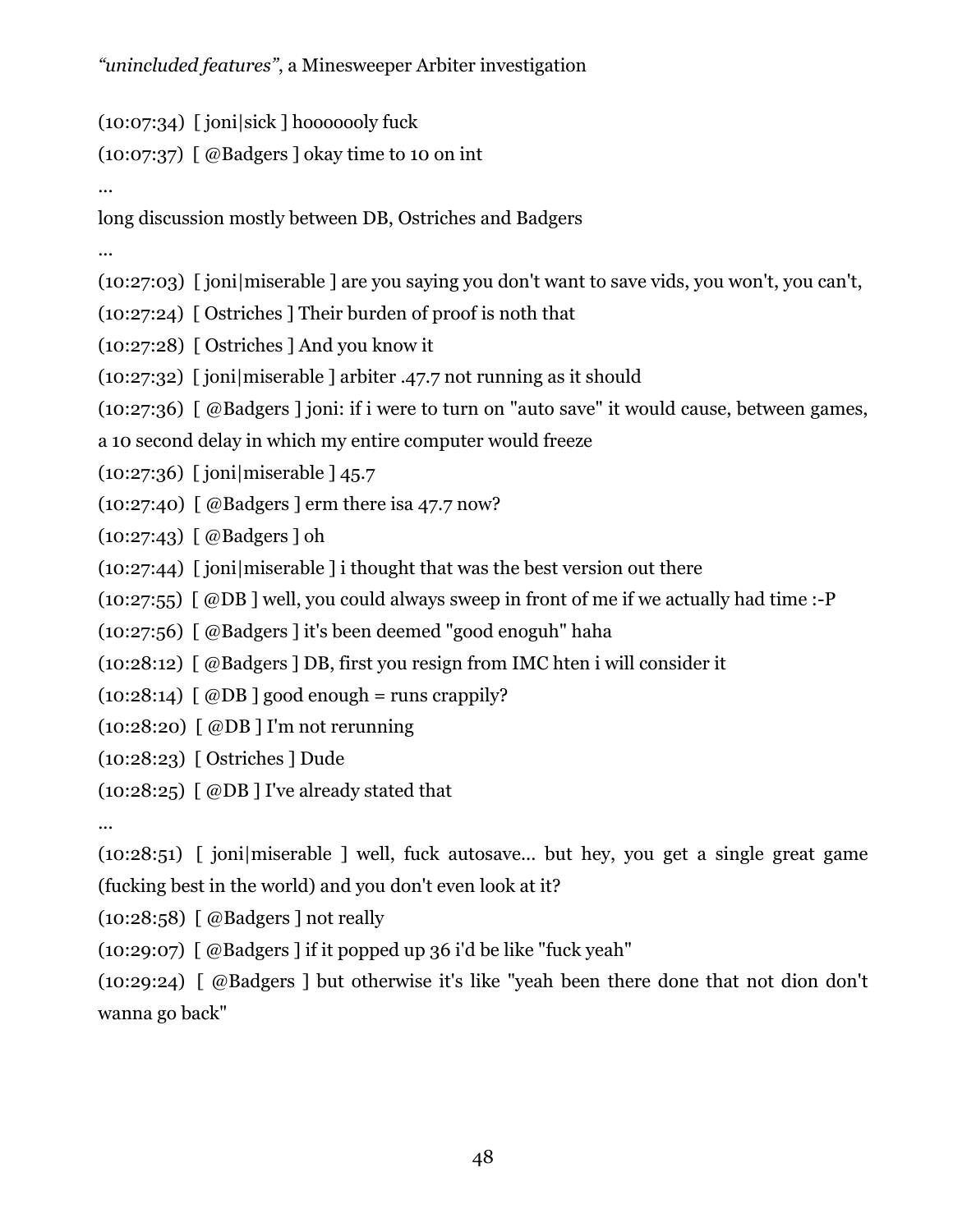(10:07:34) [ joni|sick ] hoooooooly fuck

(10:07:37) [ @Badgers ] okay time to 10 on int

...

long discussion mostly between DB, Ostriches and Badgers

...

(10:27:03) [ joni|miserable ] are you saying you don't want to save vids, you won't, you can't,

(10:27:24) [ Ostriches ] Their burden of proof is noth that

(10:27:28) [ Ostriches ] And you know it

(10:27:32) [ joni|miserable ] arbiter .47.7 not running as it should

(10:27:36) [ @Badgers ] joni: if i were to turn on "auto save" it would cause, between games, a 10 second delay in which my entire computer would freeze

(10:27:36) [ joni|miserable ] 45.7

(10:27:40) [ @Badgers ] erm there isa 47.7 now?

(10:27:43) [ @Badgers ] oh

(10:27:44) [ joni|miserable ] i thought that was the best version out there

(10:27:55) [ @DB ] well, you could always sweep in front of me if we actually had time :-P

(10:27:56) [ @Badgers ] it's been deemed "good enoguh" haha

(10:28:12) [ @Badgers ] DB, first you resign from IMC hten i will consider it

(10:28:14) [ @DB ] good enough = runs crappily?

(10:28:20) [ @DB ] I'm not rerunning

(10:28:23) [ Ostriches ] Dude

(10:28:25) [ @DB ] I've already stated that

...

(10:28:51) [ joni|miserable ] well, fuck autosave... but hey, you get a single great game (fucking best in the world) and you don't even look at it?

(10:28:58) [ @Badgers ] not really

(10:29:07) [ @Badgers ] if it popped up 36 i'd be like "fuck yeah"

(10:29:24) [ @Badgers ] but otherwise it's like "yeah been there done that not dion don't wanna go back"